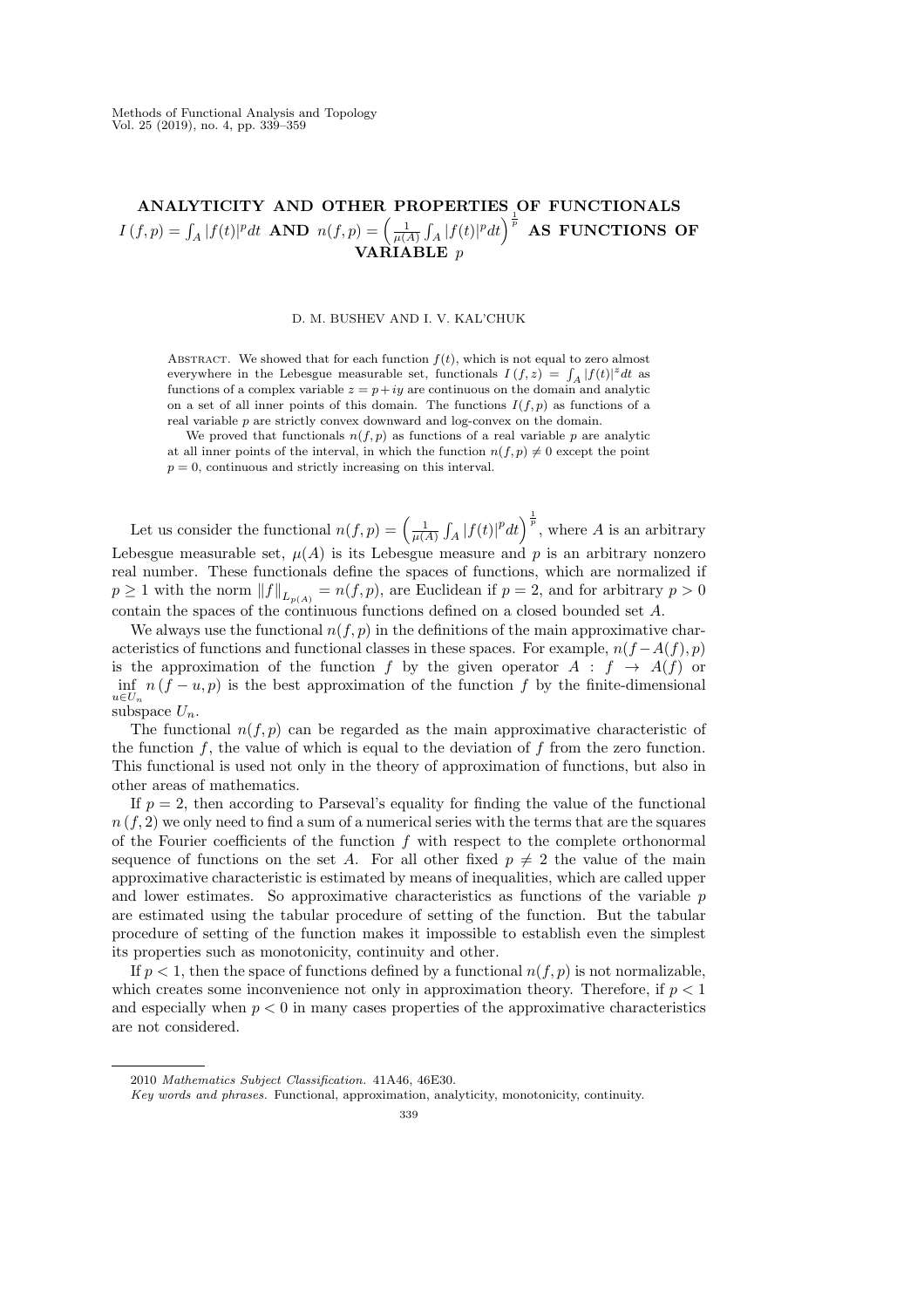# ANALYTICITY AND OTHER PROPERTIES OF FUNCTIONALS $I(f,p) = \int_A |f(t)|^p dt$ AND $n(f,p) = \left(\frac{1}{\mu(A)}\int_A |f(t)|^p dt\right)^{\frac{1}{p}}$ AS FUNCTIONS OF VARIABLE $p$

D. M. BUSHEV AND I. V. KAL'CHUK

Abstract. We showed that for each function $f(t)$, which is not equal to zero almost everywhere in the Lebesgue measurable set, functionals $I(f,z) = \int_A |f(t)|^z dt$ as functions of a complex variable $z = p + iy$ are continuous on the domain and analytic on a set of all inner points of this domain. The functions $I(f,p)$ as functions of a real variable $p$ are strictly convex downward and log-convex on the domain.

We proved that functionals $n(f,p)$ as functions of a real variable $p$ are analytic at all inner points of the interval, in which the function $n(f,p) \neq 0$ except the point $p = 0$, continuous and strictly increasing on this interval.

Let us consider the functional $n(f,p) = \left(\frac{1}{\mu(A)}\int_A |f(t)|^p dt\right)^{\frac{1}{p}}$, where $A$ is an arbitrary Lebesgue measurable set, $\mu(A)$ is its Lebesgue measure and $p$ is an arbitrary nonzero real number. These functionals define the spaces of functions, which are normalized if $p \geq 1$ with the norm $\|f\|_{L_{p(A)}} = n(f,p)$, are Euclidean if $p = 2$, and for arbitrary $p > 0$ contain the spaces of the continuous functions defined on a closed bounded set $A$.

We always use the functional $n(f,p)$ in the definitions of the main approximative characteristics of functions and functional classes in these spaces. For example, $n(f - A(f), p)$ is the approximation of the function $f$ by the given operator $A : f \to A(f)$ or $\inf\limits_{u \in U_n} n(f - u, p)$ is the best approximation of the function $f$ by the finite-dimensional subspace $U_n$.

The functional $n(f,p)$ can be regarded as the main approximative characteristic of the function $f$, the value of which is equal to the deviation of $f$ from the zero function. This functional is used not only in the theory of approximation of functions, but also in other areas of mathematics.

If $p = 2$, then according to Parseval's equality for finding the value of the functional $n(f,2)$ we only need to find a sum of a numerical series with the terms that are the squares of the Fourier coefficients of the function $f$ with respect to the complete orthonormal sequence of functions on the set $A$. For all other fixed $p \neq 2$ the value of the main approximative characteristic is estimated by means of inequalities, which are called upper and lower estimates. So approximative characteristics as functions of the variable $p$ are estimated using the tabular procedure of setting of the function. But the tabular procedure of setting of the function makes it impossible to establish even the simplest its properties such as monotonicity, continuity and other.

If $p < 1$, then the space of functions defined by a functional $n(f,p)$ is not normalizable, which creates some inconvenience not only in approximation theory. Therefore, if $p < 1$ and especially when $p < 0$ in many cases properties of the approximative characteristics are not considered.

---

2010 *Mathematics Subject Classification.* 41A46, 46E30.

*Key words and phrases.* Functional, approximation, analyticity, monotonicity, continuity.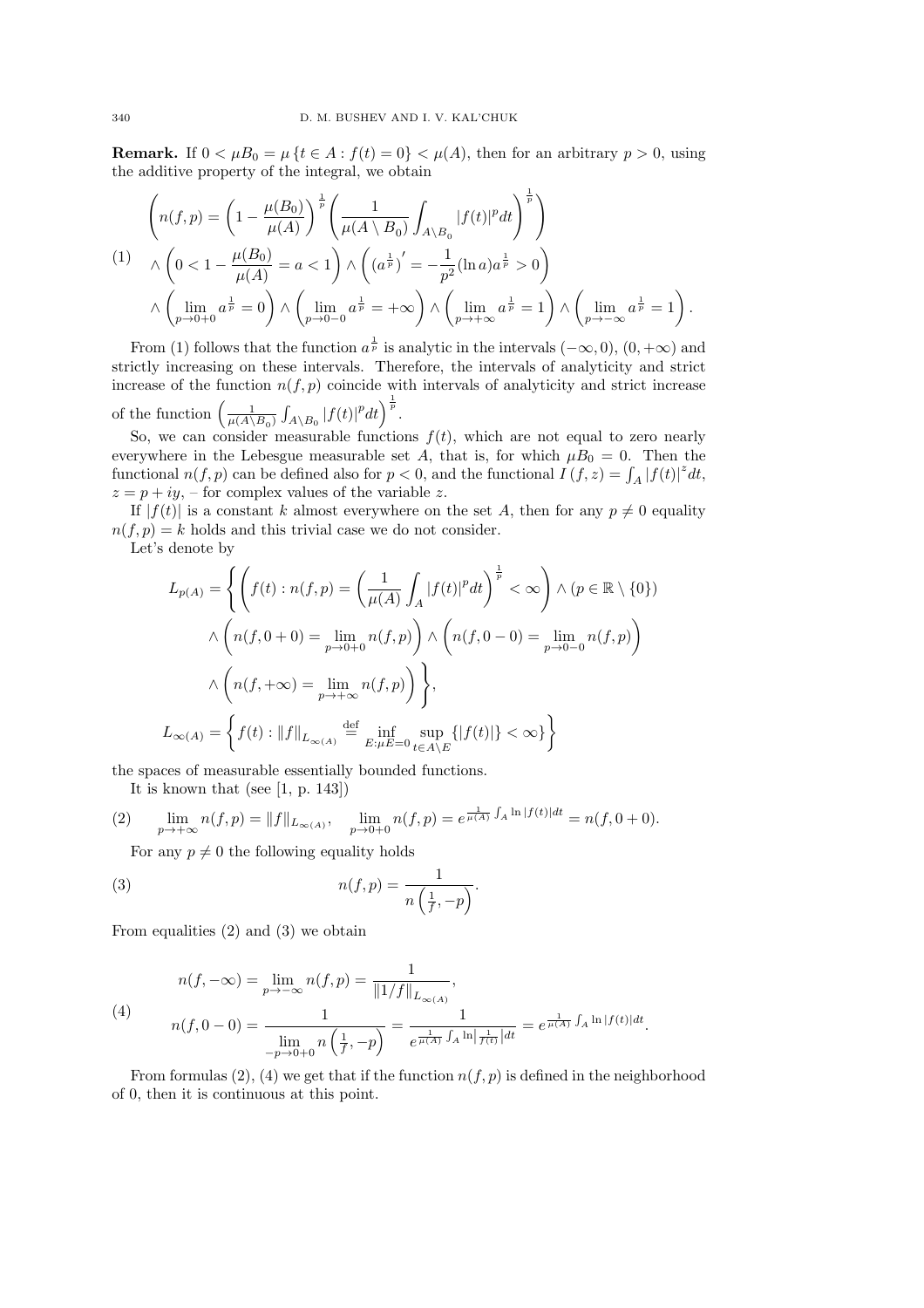**Remark.** If $0 < \mu B_0 = \mu\{t \in A : f(t) = 0\} < \mu(A)$, then for an arbitrary $p > 0$, using the additive property of the integral, we obtain

$$
\begin{aligned}
&\left( n(f,p) = \left(1 - \frac{\mu(B_0)}{\mu(A)}\right)^{\frac{1}{p}} \left( \frac{1}{\mu(A \setminus B_0)} \int_{A \setminus B_0} |f(t)|^p dt \right)^{\frac{1}{p}} \right) \\
(1) \quad &\wedge \left( 0 < 1 - \frac{\mu(B_0)}{\mu(A)} = a < 1 \right) \wedge \left( \left(a^{\frac{1}{p}}\right)' = -\frac{1}{p^2} (\ln a) a^{\frac{1}{p}} > 0 \right) \\
&\wedge \left( \lim_{p \to 0+0} a^{\frac{1}{p}} = 0 \right) \wedge \left( \lim_{p \to 0-0} a^{\frac{1}{p}} = +\infty \right) \wedge \left( \lim_{p \to +\infty} a^{\frac{1}{p}} = 1 \right) \wedge \left( \lim_{p \to -\infty} a^{\frac{1}{p}} = 1 \right).
\end{aligned}
$$

From (1) follows that the function $a^{\frac{1}{p}}$ is analytic in the intervals $(-\infty, 0)$, $(0, +\infty)$ and strictly increasing on these intervals. Therefore, the intervals of analyticity and strict increase of the function $n(f,p)$ coincide with intervals of analyticity and strict increase of the function $\left( \frac{1}{\mu(A \setminus B_0)} \int_{A \setminus B_0} |f(t)|^p dt \right)^{\frac{1}{p}}$.

So, we can consider measurable functions $f(t)$, which are not equal to zero nearly everywhere in the Lebesgue measurable set $A$, that is, for which $\mu B_0 = 0$. Then the functional $n(f,p)$ can be defined also for $p < 0$, and the functional $I(f,z) = \int_A |f(t)|^z dt$, $z = p + iy$, – for complex values of the variable $z$.

If $|f(t)|$ is a constant $k$ almost everywhere on the set $A$, then for any $p \neq 0$ equality $n(f,p) = k$ holds and this trivial case we do not consider.

Let's denote by

$$
\begin{aligned}
L_{p(A)} = \Bigg\{ &\left( f(t) : n(f,p) = \left( \frac{1}{\mu(A)} \int_A |f(t)|^p dt \right)^{\frac{1}{p}} < \infty \right) \wedge (p \in \mathbb{R} \setminus \{0\}) \\
&\wedge \left( n(f, 0+0) = \lim_{p \to 0+0} n(f,p) \right) \wedge \left( n(f, 0-0) = \lim_{p \to 0-0} n(f,p) \right) \\
&\wedge \left( n(f, +\infty) = \lim_{p \to +\infty} n(f,p) \right) \Bigg\}, \\
L_{\infty(A)} = \Bigg\{ &f(t) : \|f\|_{L_{\infty(A)}} \stackrel{\text{def}}{=} \inf_{E : \mu E = 0} \sup_{t \in A \setminus E} \{|f(t)|\} < \infty \Bigg\}
\end{aligned}
$$

the spaces of measurable essentially bounded functions.

It is known that (see [1, p. 143])

$$
(2) \qquad \lim_{p \to +\infty} n(f,p) = \|f\|_{L_{\infty(A)}}, \qquad \lim_{p \to 0+0} n(f,p) = e^{\frac{1}{\mu(A)} \int_A \ln |f(t)| dt} = n(f, 0+0).
$$

For any $p \neq 0$ the following equality holds

$$
(3) \qquad n(f,p) = \frac{1}{n\left(\frac{1}{f}, -p\right)}.
$$

From equalities (2) and (3) we obtain

$$
\begin{aligned}
&n(f, -\infty) = \lim_{p \to -\infty} n(f,p) = \frac{1}{\|1/f\|_{L_{\infty(A)}}}, \\
(4) \qquad &n(f, 0-0) = \frac{1}{\lim\limits_{-p \to 0+0} n\left(\frac{1}{f}, -p\right)} = \frac{1}{e^{\frac{1}{\mu(A)} \int_A \ln\left|\frac{1}{f(t)}\right| dt}} = e^{\frac{1}{\mu(A)} \int_A \ln |f(t)| dt}.
\end{aligned}
$$

From formulas (2), (4) we get that if the function $n(f,p)$ is defined in the neighborhood of 0, then it is continuous at this point.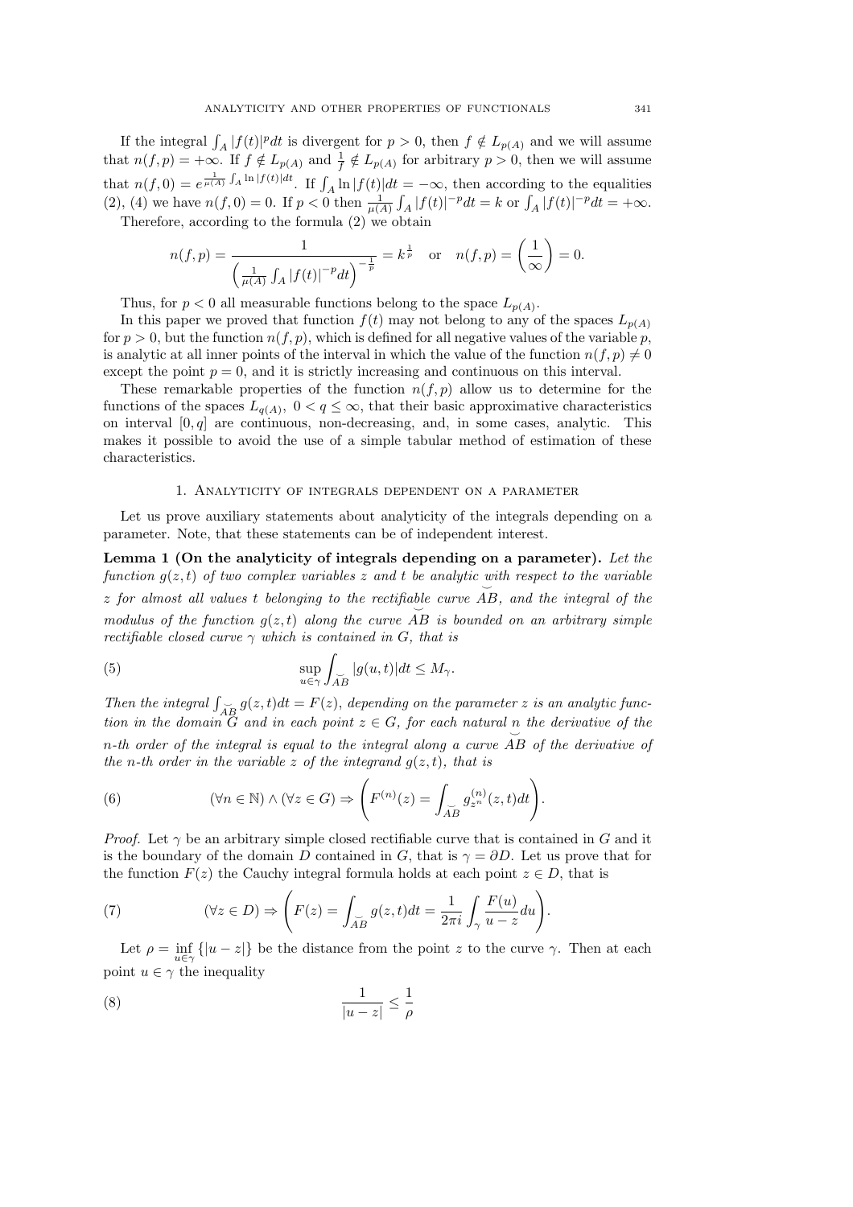If the integral $\int_A |f(t)|^p dt$ is divergent for $p > 0$, then $f \notin L_{p(A)}$ and we will assume that $n(f, p) = +\infty$. If $f \notin L_{p(A)}$ and $\frac{1}{f} \notin L_{p(A)}$ for arbitrary $p > 0$, then we will assume that $n(f, 0) = e^{\frac{1}{\mu(A)} \int_A \ln |f(t)| dt}$. If $\int_A \ln |f(t)| dt = -\infty$, then according to the equalities (2), (4) we have $n(f, 0) = 0$. If $p < 0$ then $\frac{1}{\mu(A)} \int_A |f(t)|^{-p} dt = k$ or $\int_A |f(t)|^{-p} dt = +\infty$.

Therefore, according to the formula (2) we obtain

$$n(f, p) = \frac{1}{\left(\frac{1}{\mu(A)} \int_A |f(t)|^{-p} dt\right)^{-\frac{1}{p}}} = k^{\frac{1}{p}} \quad \text{or} \quad n(f, p) = \left(\frac{1}{\infty}\right) = 0.$$

Thus, for $p < 0$ all measurable functions belong to the space $L_{p(A)}$.

In this paper we proved that function $f(t)$ may not belong to any of the spaces $L_{p(A)}$ for $p > 0$, but the function $n(f, p)$, which is defined for all negative values of the variable $p$, is analytic at all inner points of the interval in which the value of the function $n(f, p) \neq 0$ except the point $p = 0$, and it is strictly increasing and continuous on this interval.

These remarkable properties of the function $n(f, p)$ allow us to determine for the functions of the spaces $L_{q(A)}$, $0 < q \leq \infty$, that their basic approximative characteristics on interval $[0, q]$ are continuous, non-decreasing, and, in some cases, analytic. This makes it possible to avoid the use of a simple tabular method of estimation of these characteristics.

## 1. Analyticity of integrals dependent on a parameter

Let us prove auxiliary statements about analyticity of the integrals depending on a parameter. Note, that these statements can be of independent interest.

**Lemma 1 (On the analyticity of integrals depending on a parameter).** *Let the function $g(z, t)$ of two complex variables $z$ and $t$ be analytic with respect to the variable $z$ for almost all values $t$ belonging to the rectifiable curve $\overset{\smile}{AB}$, and the integral of the modulus of the function $g(z, t)$ along the curve $\overset{\smile}{AB}$ is bounded on an arbitrary simple rectifiable closed curve $\gamma$ which is contained in $G$, that is*

$$\sup_{u \in \gamma} \int_{\overset{\smile}{AB}} |g(u, t)| dt \leq M_\gamma. \tag{5}$$

*Then the integral $\int_{\overset{\smile}{AB}} g(z, t) dt = F(z)$, depending on the parameter $z$ is an analytic function in the domain $G$ and in each point $z \in G$, for each natural $n$ the derivative of the $n$-th order of the integral is equal to the integral along a curve $\overset{\smile}{AB}$ of the derivative of the $n$-th order in the variable $z$ of the integrand $g(z, t)$, that is*

$$(\forall n \in \mathbb{N}) \wedge (\forall z \in G) \Rightarrow \left( F^{(n)}(z) = \int_{\overset{\smile}{AB}} g^{(n)}_{z^n}(z, t) dt \right). \tag{6}$$

*Proof.* Let $\gamma$ be an arbitrary simple closed rectifiable curve that is contained in $G$ and it is the boundary of the domain $D$ contained in $G$, that is $\gamma = \partial D$. Let us prove that for the function $F(z)$ the Cauchy integral formula holds at each point $z \in D$, that is

$$(\forall z \in D) \Rightarrow \left( F(z) = \int_{\overset{\smile}{AB}} g(z, t) dt = \frac{1}{2\pi i} \int_\gamma \frac{F(u)}{u - z} du \right). \tag{7}$$

Let $\rho = \inf_{u \in \gamma} \{|u - z|\}$ be the distance from the point $z$ to the curve $\gamma$. Then at each point $u \in \gamma$ the inequality

$$\frac{1}{|u - z|} \leq \frac{1}{\rho} \tag{8}$$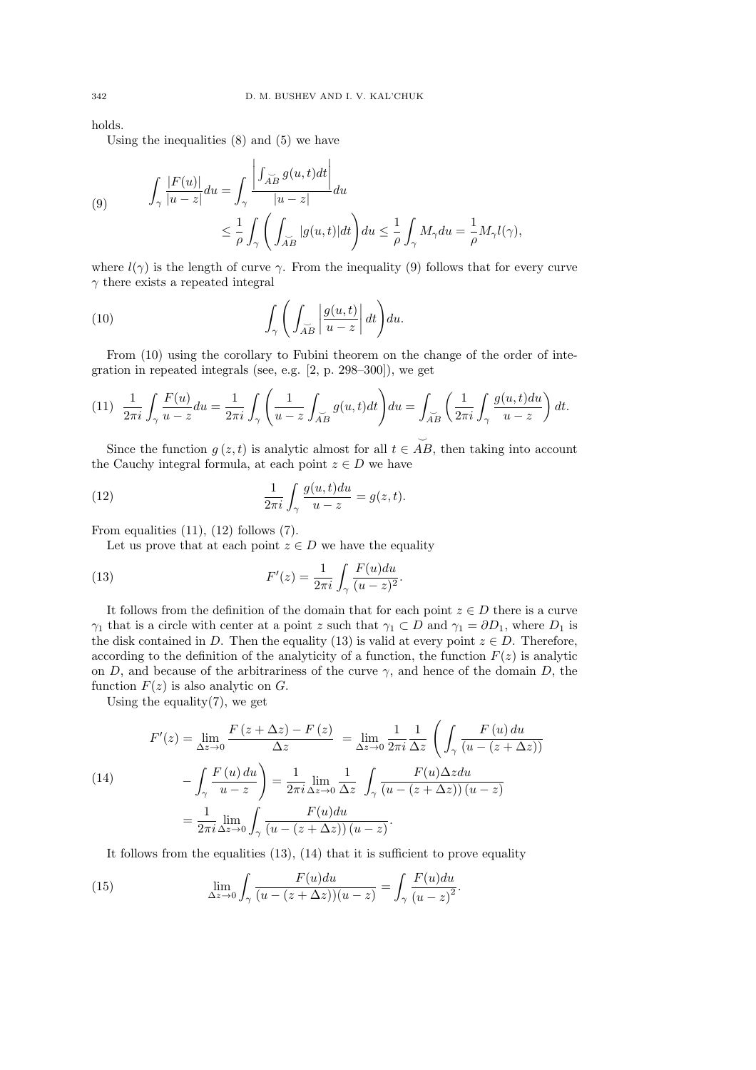holds.

Using the inequalities (8) and (5) we have

$$
\int_\gamma \frac{|F(u)|}{|u-z|}du = \int_\gamma \frac{\left|\int_{\breve{AB}} g(u,t)dt\right|}{|u-z|}du
\leq \frac{1}{\rho}\int_\gamma \left(\int_{\breve{AB}} |g(u,t)|dt\right)du \leq \frac{1}{\rho}\int_\gamma M_\gamma du = \frac{1}{\rho}M_\gamma l(\gamma), \tag{9}
$$

where $l(\gamma)$ is the length of curve $\gamma$. From the inequality (9) follows that for every curve $\gamma$ there exists a repeated integral

$$
\int_\gamma \left(\int_{\breve{AB}} \left|\frac{g(u,t)}{u-z}\right| dt\right)du. \tag{10}
$$

From (10) using the corollary to Fubini theorem on the change of the order of integration in repeated integrals (see, e.g. [2, p. 298–300]), we get

$$
\frac{1}{2\pi i}\int_\gamma \frac{F(u)}{u-z}du = \frac{1}{2\pi i}\int_\gamma \left(\frac{1}{u-z}\int_{\breve{AB}} g(u,t)dt\right)du = \int_{\breve{AB}} \left(\frac{1}{2\pi i}\int_\gamma \frac{g(u,t)du}{u-z}\right)dt. \tag{11}
$$

Since the function $g(z,t)$ is analytic almost for all $t \in \breve{AB}$, then taking into account the Cauchy integral formula, at each point $z \in D$ we have

$$
\frac{1}{2\pi i}\int_\gamma \frac{g(u,t)du}{u-z} = g(z,t). \tag{12}
$$

From equalities (11), (12) follows (7).

Let us prove that at each point $z \in D$ we have the equality

$$
F'(z) = \frac{1}{2\pi i}\int_\gamma \frac{F(u)du}{(u-z)^2}. \tag{13}
$$

It follows from the definition of the domain that for each point $z \in D$ there is a curve $\gamma_1$ that is a circle with center at a point $z$ such that $\gamma_1 \subset D$ and $\gamma_1 = \partial D_1$, where $D_1$ is the disk contained in $D$. Then the equality (13) is valid at every point $z \in D$. Therefore, according to the definition of the analyticity of a function, the function $F(z)$ is analytic on $D$, and because of the arbitrariness of the curve $\gamma$, and hence of the domain $D$, the function $F(z)$ is also analytic on $G$.

Using the equality(7), we get

$$
\begin{aligned}
F'(z) &= \lim_{\Delta z\to 0}\frac{F(z+\Delta z)-F(z)}{\Delta z} = \lim_{\Delta z\to 0}\frac{1}{2\pi i}\frac{1}{\Delta z}\left(\int_\gamma \frac{F(u)\,du}{(u-(z+\Delta z))}\right. \\
&\quad \left. -\int_\gamma \frac{F(u)\,du}{u-z}\right) = \frac{1}{2\pi i}\lim_{\Delta z\to 0}\frac{1}{\Delta z}\int_\gamma \frac{F(u)\Delta z du}{(u-(z+\Delta z))(u-z)} \\
&= \frac{1}{2\pi i}\lim_{\Delta z\to 0}\int_\gamma \frac{F(u)du}{(u-(z+\Delta z))(u-z)}.
\end{aligned} \tag{14}
$$

It follows from the equalities (13), (14) that it is sufficient to prove equality

$$
\lim_{\Delta z\to 0}\int_\gamma \frac{F(u)du}{(u-(z+\Delta z))(u-z)} = \int_\gamma \frac{F(u)du}{(u-z)^2}. \tag{15}
$$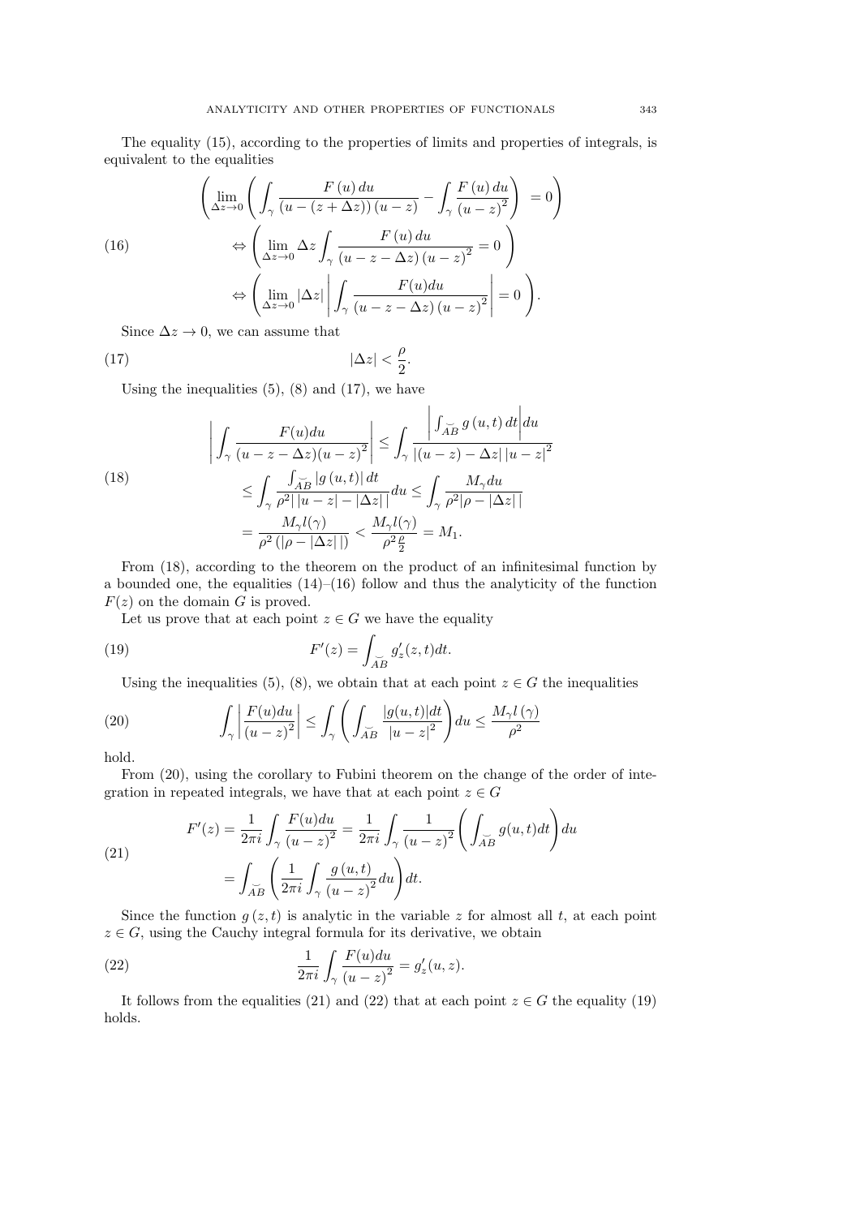The equality (15), according to the properties of limits and properties of integrals, is equivalent to the equalities

$$
\begin{aligned}
&\left(\lim_{\Delta z\to 0}\left(\int_\gamma \frac{F\left(u\right)du}{\left(u-\left(z+\Delta z\right)\right)\left(u-z\right)}-\int_\gamma \frac{F\left(u\right)du}{\left(u-z\right)^2}\right)\ =0\right)\\
&\qquad\Leftrightarrow\left(\lim_{\Delta z\to 0}\Delta z\int_\gamma \frac{F\left(u\right)du}{\left(u-z-\Delta z\right)\left(u-z\right)^2}=0\ \right)\\
&\qquad\Leftrightarrow\left(\lim_{\Delta z\to 0}|\Delta z|\left|\int_\gamma \frac{F(u)du}{\left(u-z-\Delta z\right)\left(u-z\right)^2}\right|=0\ \right).
\end{aligned}
\tag{16}
$$

Since $\Delta z\to 0$, we can assume that

$$
|\Delta z|<\frac{\rho}{2}. \tag{17}
$$

Using the inequalities (5), (8) and (17), we have

$$
\begin{aligned}
\left|\int_\gamma \frac{F(u)du}{(u-z-\Delta z)(u-z)^2}\right| &\le \int_\gamma \frac{\left|\int_{\breve{AB}} g\left(u,t\right)dt\right|du}{\left|(u-z)-\Delta z\right|\left|u-z\right|^2}\\
&\le \int_\gamma \frac{\int_{\breve{AB}}\left|g\left(u,t\right)\right|dt}{\rho^2\left|\,|u-z|-|\Delta z|\,\right|}du \le \int_\gamma \frac{M_\gamma du}{\rho^2|\rho-|\Delta z|\,|}\\
&= \frac{M_\gamma l(\gamma)}{\rho^2\left(|\rho-|\Delta z|\,|\right)}<\frac{M_\gamma l(\gamma)}{\rho^2\frac{\rho}{2}}=M_1.
\end{aligned}
\tag{18}
$$

From (18), according to the theorem on the product of an infinitesimal function by a bounded one, the equalities (14)–(16) follow and thus the analyticity of the function $F(z)$ on the domain $G$ is proved.

Let us prove that at each point $z\in G$ we have the equality

$$
F'(z)=\int_{\breve{AB}} g'_z(z,t)dt. \tag{19}
$$

Using the inequalities (5), (8), we obtain that at each point $z\in G$ the inequalities

$$
\int_\gamma \left|\frac{F(u)du}{(u-z)^2}\right|\le \int_\gamma\left(\int_{\breve{AB}}\frac{|g(u,t)|dt}{|u-z|^2}\right)du\le \frac{M_\gamma l\left(\gamma\right)}{\rho^2} \tag{20}
$$

hold.

From (20), using the corollary to Fubini theorem on the change of the order of integration in repeated integrals, we have that at each point $z\in G$

$$
\begin{aligned}
F'(z)&=\frac{1}{2\pi i}\int_\gamma \frac{F(u)du}{\left(u-z\right)^2}=\frac{1}{2\pi i}\int_\gamma \frac{1}{\left(u-z\right)^2}\left(\int_{\breve{AB}} g(u,t)dt\right)du\\
&=\int_{\breve{AB}}\left(\frac{1}{2\pi i}\int_\gamma \frac{g\left(u,t\right)}{\left(u-z\right)^2}du\right)dt.
\end{aligned}
\tag{21}
$$

Since the function $g\left(z,t\right)$ is analytic in the variable $z$ for almost all $t$, at each point $z\in G$, using the Cauchy integral formula for its derivative, we obtain

$$
\frac{1}{2\pi i}\int_\gamma \frac{F(u)du}{\left(u-z\right)^2}=g'_z(u,z). \tag{22}
$$

It follows from the equalities (21) and (22) that at each point $z\in G$ the equality (19) holds.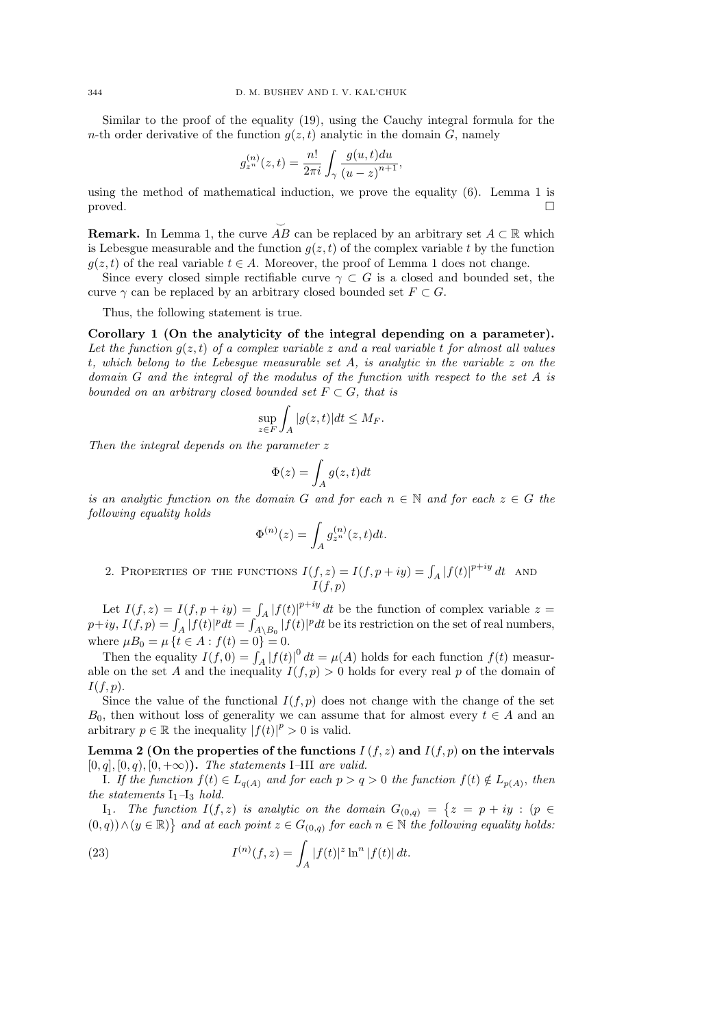Similar to the proof of the equality (19), using the Cauchy integral formula for the $n$-th order derivative of the function $g(z,t)$ analytic in the domain $G$, namely

$$g^{(n)}_{z^n}(z,t) = \frac{n!}{2\pi i}\int_\gamma \frac{g(u,t)du}{(u-z)^{n+1}},$$

using the method of mathematical induction, we prove the equality (6). Lemma 1 is proved. $\square$

**Remark.** In Lemma 1, the curve $\breve{AB}$ can be replaced by an arbitrary set $A \subset \mathbb{R}$ which is Lebesgue measurable and the function $g(z,t)$ of the complex variable $t$ by the function $g(z,t)$ of the real variable $t \in A$. Moreover, the proof of Lemma 1 does not change.

Since every closed simple rectifiable curve $\gamma \subset G$ is a closed and bounded set, the curve $\gamma$ can be replaced by an arbitrary closed bounded set $F \subset G$.

Thus, the following statement is true.

**Corollary 1 (On the analyticity of the integral depending on a parameter).** *Let the function $g(z,t)$ of a complex variable $z$ and a real variable $t$ for almost all values $t$, which belong to the Lebesgue measurable set $A$, is analytic in the variable $z$ on the domain $G$ and the integral of the modulus of the function with respect to the set $A$ is bounded on an arbitrary closed bounded set $F \subset G$, that is*

$$\sup_{z\in F}\int_A |g(z,t)|dt \le M_F.$$

*Then the integral depends on the parameter $z$*

$$\Phi(z) = \int_A g(z,t)dt$$

*is an analytic function on the domain $G$ and for each $n \in \mathbb{N}$ and for each $z \in G$ the following equality holds*

$$\Phi^{(n)}(z) = \int_A g^{(n)}_{z^n}(z,t)dt.$$

## 2. Properties of the functions $I(f,z) = I(f,p+iy) = \int_A |f(t)|^{p+iy}\,dt$ and $I(f,p)$

Let $I(f,z) = I(f,p+iy) = \int_A |f(t)|^{p+iy}\,dt$ be the function of complex variable $z = p+iy$, $I(f,p) = \int_A |f(t)|^p dt = \int_{A\setminus B_0} |f(t)|^p dt$ be its restriction on the set of real numbers, where $\mu B_0 = \mu\{t \in A : f(t) = 0\} = 0$.

Then the equality $I(f,0) = \int_A |f(t)|^0\,dt = \mu(A)$ holds for each function $f(t)$ measurable on the set $A$ and the inequality $I(f,p) > 0$ holds for every real $p$ of the domain of $I(f,p)$.

Since the value of the functional $I(f,p)$ does not change with the change of the set $B_0$, then without loss of generality we can assume that for almost every $t \in A$ and an arbitrary $p \in \mathbb{R}$ the inequality $|f(t)|^p > 0$ is valid.

**Lemma 2 (On the properties of the functions $I(f,z)$ and $I(f,p)$ on the intervals $[0,q], [0,q), [0,+\infty)$).** *The statements* I–III *are valid.*

I. *If the function $f(t) \in L_{q(A)}$ and for each $p > q > 0$ the function $f(t) \notin L_{p(A)}$, then the statements* $\mathrm{I}_1$–$\mathrm{I}_3$ *hold.*

$\mathrm{I}_1$. *The function $I(f,z)$ is analytic on the domain $G_{(0,q)} = \{z = p+iy : (p \in (0,q)) \wedge (y \in \mathbb{R})\}$ and at each point $z \in G_{(0,q)}$ for each $n \in \mathbb{N}$ the following equality holds:*

$$I^{(n)}(f,z) = \int_A |f(t)|^z \ln^n |f(t)|\,dt. \tag{23}$$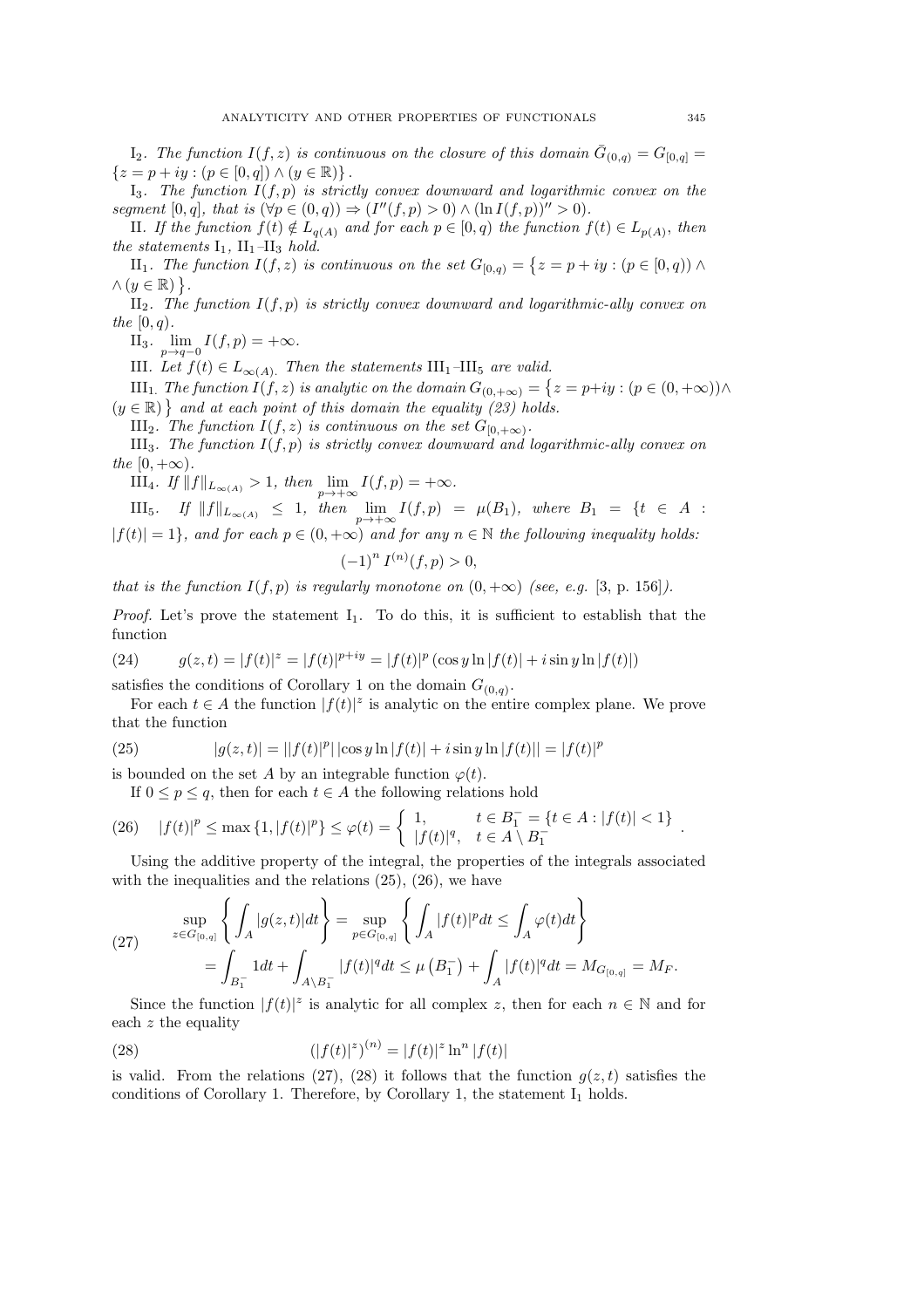I$_2$. *The function $I(f,z)$ is continuous on the closure of this domain $\bar{G}_{(0,q)} = G_{[0,q]} = \{z = p+iy : (p \in [0,q]) \wedge (y \in \mathbb{R})\}$.*

I$_3$. *The function $I(f,p)$ is strictly convex downward and logarithmic convex on the segment $[0,q]$, that is $(\forall p \in (0,q)) \Rightarrow (I''(f,p) > 0) \wedge (\ln I(f,p))'' > 0)$.*

II. *If the function $f(t) \notin L_{q(A)}$ and for each $p \in [0,q)$ the function $f(t) \in L_{p(A)}$, then the statements* I$_1$, II$_1$–II$_3$ *hold.*

II$_1$. *The function $I(f,z)$ is continuous on the set $G_{[0,q)} = \{z = p+iy : (p \in [0,q)) \wedge \wedge (y \in \mathbb{R})\}$.*

II$_2$. *The function $I(f,p)$ is strictly convex downward and logarithmic-ally convex on the $[0,q)$.*

II$_3$. $\lim\limits_{p \to q-0} I(f,p) = +\infty$.

III. *Let $f(t) \in L_{\infty(A)}$. Then the statements* III$_1$–III$_5$ *are valid.*

III$_1$. *The function $I(f,z)$ is analytic on the domain $G_{(0,+\infty)} = \{z = p+iy : (p \in (0,+\infty)) \wedge (y \in \mathbb{R})\}$ and at each point of this domain the equality (23) holds.*

III$_2$. *The function $I(f,z)$ is continuous on the set $G_{[0,+\infty)}$.*

III$_3$. *The function $I(f,p)$ is strictly convex downward and logarithmic-ally convex on the $[0,+\infty)$.*

III$_4$. *If $\|f\|_{L_{\infty(A)}} > 1$, then $\lim\limits_{p \to +\infty} I(f,p) = +\infty$.*

III$_5$. *If $\|f\|_{L_{\infty(A)}} \leq 1$, then $\lim\limits_{p \to +\infty} I(f,p) = \mu(B_1)$, where $B_1 = \{t \in A : |f(t)| = 1\}$, and for each $p \in (0,+\infty)$ and for any $n \in \mathbb{N}$ the following inequality holds:*

$$(-1)^n I^{(n)}(f,p) > 0,$$

*that is the function $I(f,p)$ is regularly monotone on $(0,+\infty)$ (see, e.g.* [3, p. 156]*).*

*Proof.* Let's prove the statement I$_1$. To do this, it is sufficient to establish that the function

$$g(z,t) = |f(t)|^z = |f(t)|^{p+iy} = |f(t)|^p \left(\cos y \ln |f(t)| + i \sin y \ln |f(t)|\right) \tag{24}$$

satisfies the conditions of Corollary 1 on the domain $G_{(0,q)}$.

For each $t \in A$ the function $|f(t)|^z$ is analytic on the entire complex plane. We prove that the function

$$|g(z,t)| = ||f(t)|^p| \, |\cos y \ln |f(t)| + i \sin y \ln |f(t)|| = |f(t)|^p \tag{25}$$

is bounded on the set $A$ by an integrable function $\varphi(t)$.

If $0 \leq p \leq q$, then for each $t \in A$ the following relations hold

$$|f(t)|^p \leq \max\{1, |f(t)|^p\} \leq \varphi(t) = \begin{cases} 1, & t \in B_1^- = \{t \in A : |f(t)| < 1\} \\ |f(t)|^q, & t \in A \setminus B_1^- \end{cases}. \tag{26}$$

Using the additive property of the integral, the properties of the integrals associated with the inequalities and the relations (25), (26), we have

$$\begin{aligned} &\sup_{z \in G_{[0,q]}} \left\{ \int_A |g(z,t)| dt \right\} = \sup_{p \in G_{[0,q]}} \left\{ \int_A |f(t)|^p dt \leq \int_A \varphi(t) dt \right\} \\ &\quad = \int_{B_1^-} 1 dt + \int_{A \setminus B_1^-} |f(t)|^q dt \leq \mu\left(B_1^-\right) + \int_A |f(t)|^q dt = M_{G_{[0,q]}} = M_F. \end{aligned} \tag{27}$$

Since the function $|f(t)|^z$ is analytic for all complex $z$, then for each $n \in \mathbb{N}$ and for each $z$ the equality

$$(|f(t)|^z)^{(n)} = |f(t)|^z \ln^n |f(t)| \tag{28}$$

is valid. From the relations (27), (28) it follows that the function $g(z,t)$ satisfies the conditions of Corollary 1. Therefore, by Corollary 1, the statement I$_1$ holds.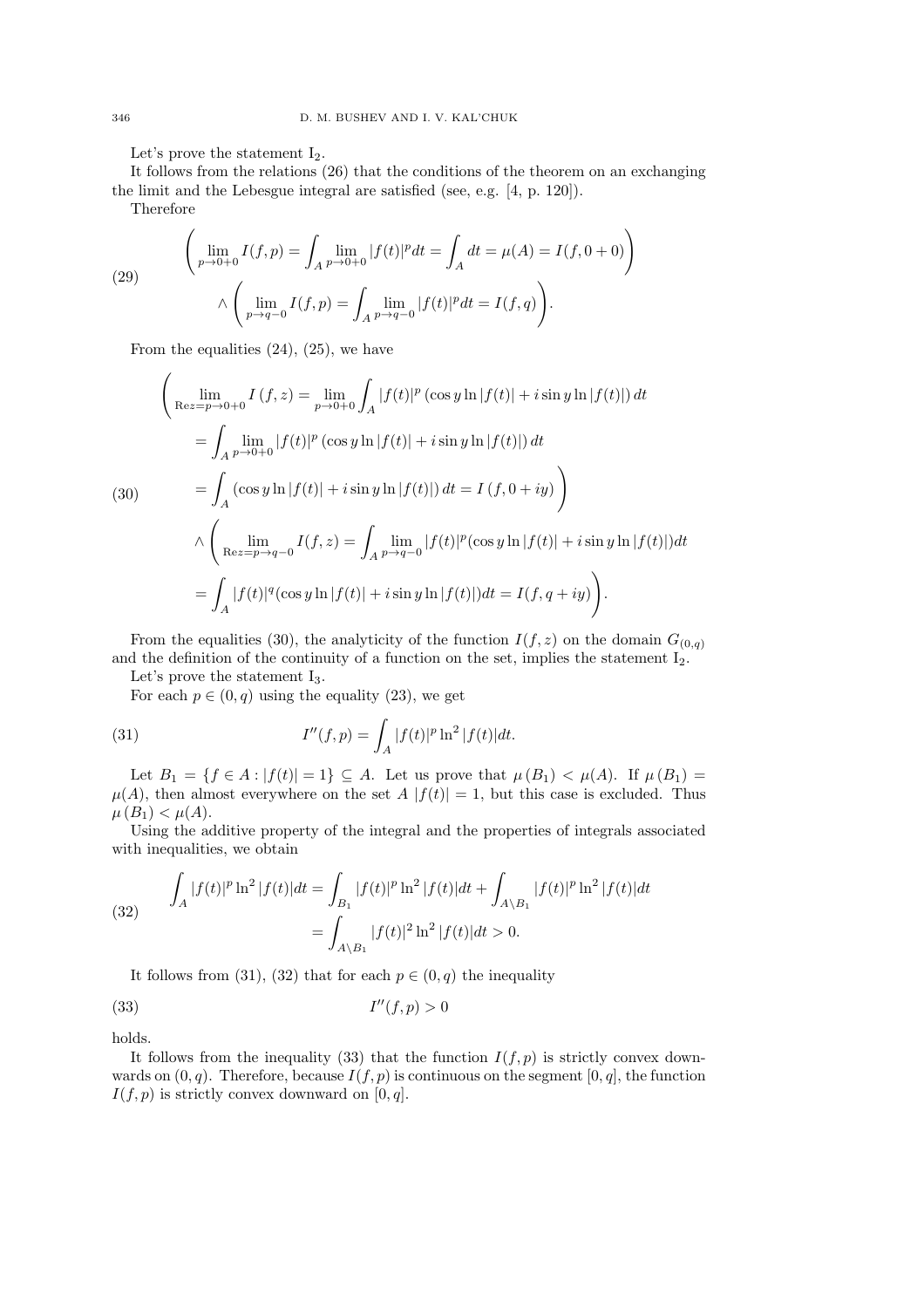Let's prove the statement $\mathrm{I}_2$.

It follows from the relations (26) that the conditions of the theorem on an exchanging the limit and the Lebesgue integral are satisfied (see, e.g. [4, p. 120]).

Therefore

$$
\begin{aligned}
&\left(\lim_{p\to 0+0} I(f,p) = \int_A \lim_{p\to 0+0} |f(t)|^p dt = \int_A dt = \mu(A) = I(f,0+0)\right) \\
&\qquad \wedge \left(\lim_{p\to q-0} I(f,p) = \int_A \lim_{p\to q-0} |f(t)|^p dt = I(f,q)\right).
\end{aligned}
\tag{29}
$$

From the equalities (24), (25), we have

$$
\begin{aligned}
&\Bigg(\lim_{\mathrm{Re}z=p\to 0+0} I\left(f,z\right) = \lim_{p\to 0+0} \int_A |f(t)|^p \left(\cos y \ln|f(t)| + i \sin y \ln|f(t)|\right) dt \\
&\quad = \int_A \lim_{p\to 0+0} |f(t)|^p \left(\cos y \ln|f(t)| + i \sin y \ln|f(t)|\right) dt \\
&\quad = \int_A \left(\cos y \ln|f(t)| + i \sin y \ln|f(t)|\right) dt = I\left(f, 0+iy\right)\Bigg) \\
&\quad \wedge \Bigg(\lim_{\mathrm{Re}z=p\to q-0} I(f,z) = \int_A \lim_{p\to q-0} |f(t)|^p (\cos y \ln|f(t)| + i \sin y \ln|f(t)|) dt \\
&\quad = \int_A |f(t)|^q (\cos y \ln|f(t)| + i \sin y \ln|f(t)|) dt = I(f, q+iy)\Bigg).
\end{aligned}
\tag{30}
$$

From the equalities (30), the analyticity of the function $I(f,z)$ on the domain $G_{(0,q)}$ and the definition of the continuity of a function on the set, implies the statement $\mathrm{I}_2$.

Let's prove the statement $\mathrm{I}_3$.

For each $p \in (0,q)$ using the equality (23), we get

$$
I''(f,p) = \int_A |f(t)|^p \ln^2|f(t)| dt.
\tag{31}
$$

Let $B_1 = \{f \in A : |f(t)| = 1\} \subseteq A$. Let us prove that $\mu\left(B_1\right) < \mu(A)$. If $\mu\left(B_1\right) = \mu(A)$, then almost everywhere on the set $A$ $|f(t)| = 1$, but this case is excluded. Thus $\mu\left(B_1\right) < \mu(A)$.

Using the additive property of the integral and the properties of integrals associated with inequalities, we obtain

$$
\begin{aligned}
\int_A |f(t)|^p \ln^2|f(t)| dt &= \int_{B_1} |f(t)|^p \ln^2|f(t)| dt + \int_{A\setminus B_1} |f(t)|^p \ln^2|f(t)| dt \\
&= \int_{A\setminus B_1} |f(t)|^2 \ln^2|f(t)| dt > 0.
\end{aligned}
\tag{32}
$$

It follows from (31), (32) that for each $p \in (0,q)$ the inequality

$$
I''(f,p) > 0
\tag{33}
$$

holds.

It follows from the inequality (33) that the function $I(f,p)$ is strictly convex downwards on $(0,q)$. Therefore, because $I(f,p)$ is continuous on the segment $[0,q]$, the function $I(f,p)$ is strictly convex downward on $[0,q]$.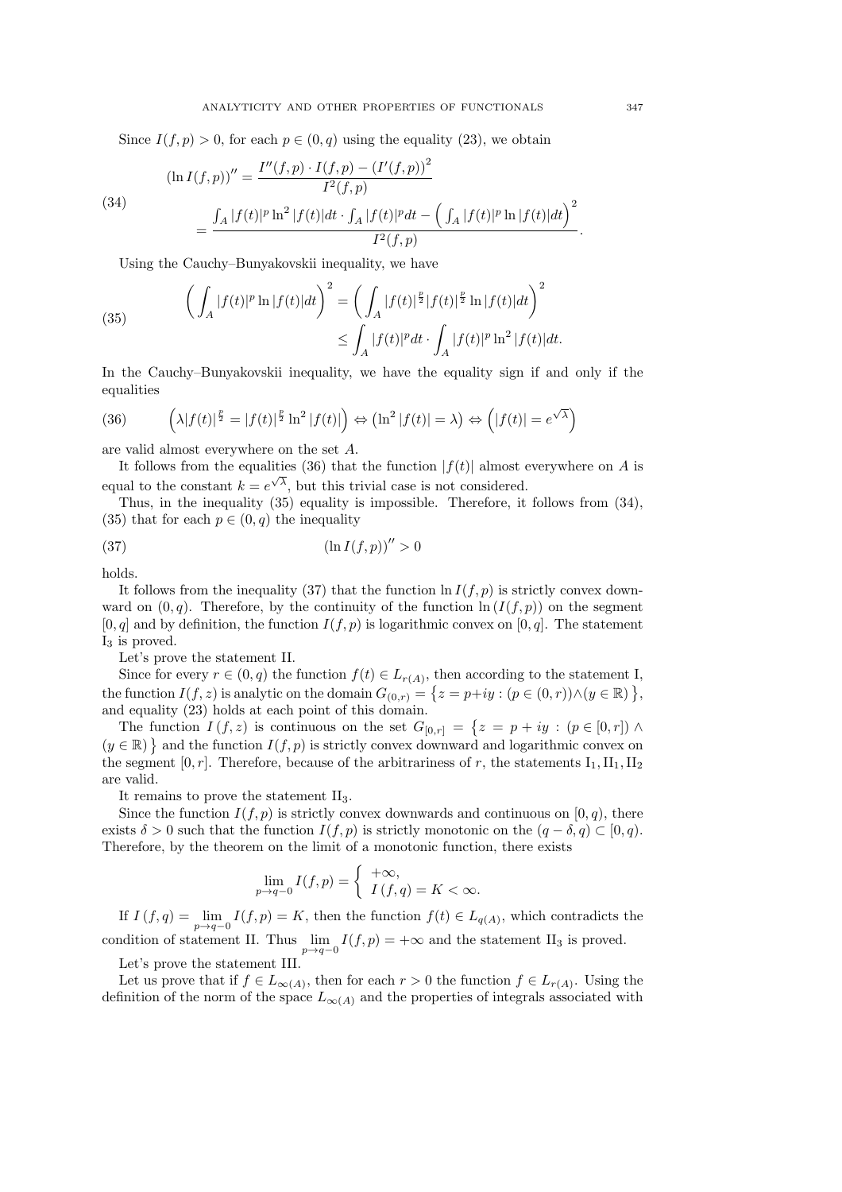Since $I(f,p) > 0$, for each $p \in (0,q)$ using the equality (23), we obtain

$$
\begin{aligned}
(\ln I(f,p))'' &= \frac{I''(f,p)\cdot I(f,p) - (I'(f,p))^2}{I^2(f,p)} \\
&= \frac{\int_A |f(t)|^p \ln^2|f(t)|dt \cdot \int_A |f(t)|^p dt - \Big(\int_A |f(t)|^p \ln|f(t)|dt\Big)^2}{I^2(f,p)}.
\end{aligned} \tag{34}
$$

Using the Cauchy–Bunyakovskii inequality, we have

$$
\begin{aligned}
\bigg(\int_A |f(t)|^p \ln|f(t)|dt\bigg)^2 &= \bigg(\int_A |f(t)|^{\frac{p}{2}}|f(t)|^{\frac{p}{2}} \ln|f(t)|dt\bigg)^2 \\
&\le \int_A |f(t)|^p dt \cdot \int_A |f(t)|^p \ln^2|f(t)|dt.
\end{aligned} \tag{35}
$$

In the Cauchy–Bunyakovskii inequality, we have the equality sign if and only if the equalities

$$
\Big(\lambda|f(t)|^{\frac{p}{2}} = |f(t)|^{\frac{p}{2}}\ln^2|f(t)|\Big) \Leftrightarrow \big(\ln^2|f(t)| = \lambda\big) \Leftrightarrow \Big(|f(t)| = e^{\sqrt{\lambda}}\Big) \tag{36}
$$

are valid almost everywhere on the set $A$.

It follows from the equalities (36) that the function $|f(t)|$ almost everywhere on $A$ is equal to the constant $k = e^{\sqrt{\lambda}}$, but this trivial case is not considered.

Thus, in the inequality (35) equality is impossible. Therefore, it follows from (34), (35) that for each $p \in (0,q)$ the inequality

$$
(\ln I(f,p))'' > 0 \tag{37}
$$

holds.

It follows from the inequality (37) that the function $\ln I(f,p)$ is strictly convex downward on $(0,q)$. Therefore, by the continuity of the function $\ln(I(f,p))$ on the segment $[0,q]$ and by definition, the function $I(f,p)$ is logarithmic convex on $[0,q]$. The statement $\mathrm{I}_3$ is proved.

Let's prove the statement II.

Since for every $r \in (0,q)$ the function $f(t) \in L_{r(A)}$, then according to the statement I, the function $I(f,z)$ is analytic on the domain $G_{(0,r)} = \big\{z = p+iy : (p \in (0,r)) \wedge (y \in \mathbb{R})\big\}$, and equality (23) holds at each point of this domain.

The function $I(f,z)$ is continuous on the set $G_{[0,r]} = \big\{z = p+iy : (p \in [0,r]) \wedge (y \in \mathbb{R})\big\}$ and the function $I(f,p)$ is strictly convex downward and logarithmic convex on the segment $[0,r]$. Therefore, because of the arbitrariness of $r$, the statements $\mathrm{I}_1, \mathrm{II}_1, \mathrm{II}_2$ are valid.

It remains to prove the statement $\mathrm{II}_3$.

Since the function $I(f,p)$ is strictly convex downwards and continuous on $[0,q)$, there exists $\delta > 0$ such that the function $I(f,p)$ is strictly monotonic on the $(q-\delta, q) \subset [0,q)$. Therefore, by the theorem on the limit of a monotonic function, there exists

$$
\lim_{p \to q-0} I(f,p) = \begin{cases} +\infty, \\ I(f,q) = K < \infty. \end{cases}
$$

If $I(f,q) = \lim\limits_{p \to q-0} I(f,p) = K$, then the function $f(t) \in L_{q(A)}$, which contradicts the condition of statement II. Thus $\lim\limits_{p \to q-0} I(f,p) = +\infty$ and the statement $\mathrm{II}_3$ is proved.

Let's prove the statement III.

Let us prove that if $f \in L_{\infty(A)}$, then for each $r > 0$ the function $f \in L_{r(A)}$. Using the definition of the norm of the space $L_{\infty(A)}$ and the properties of integrals associated with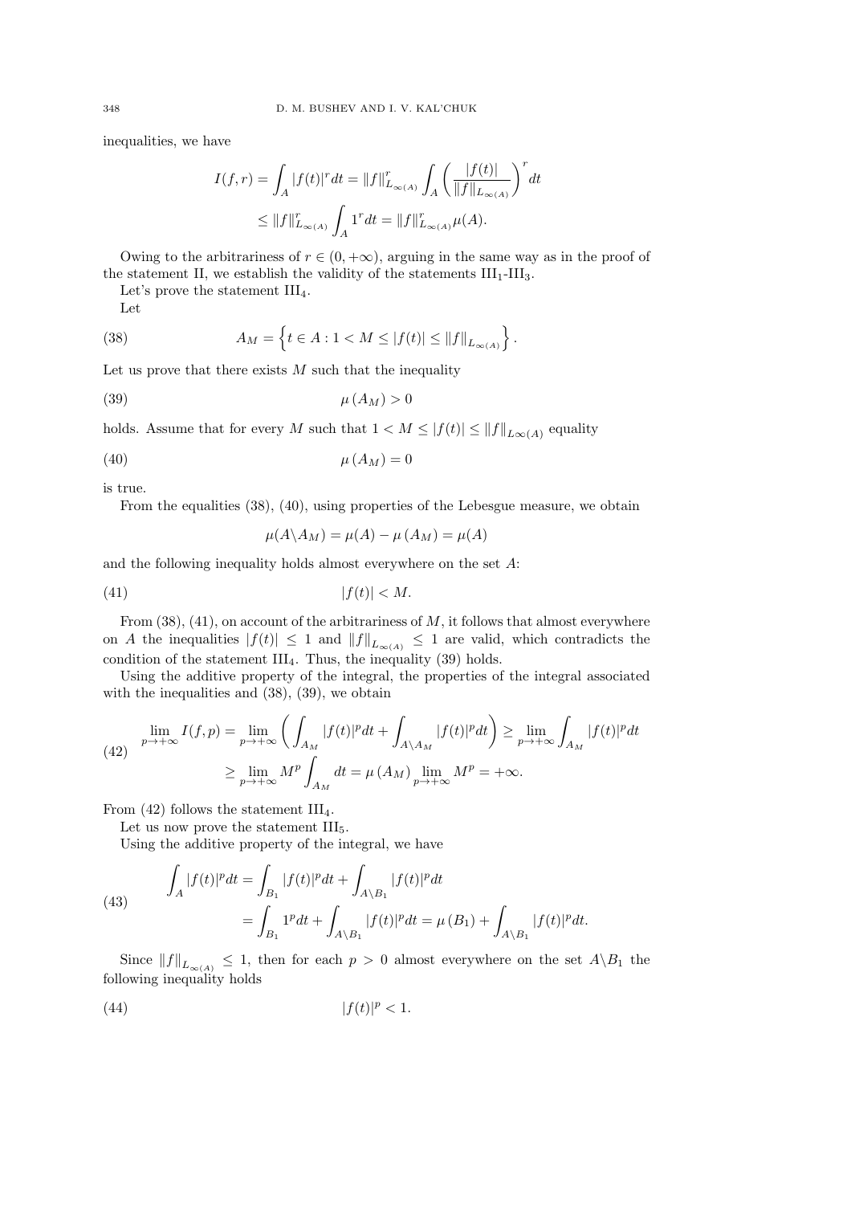inequalities, we have

$$I(f,r) = \int_A |f(t)|^r dt = \|f\|^r_{L_\infty(A)} \int_A \left( \frac{|f(t)|}{\|f\|_{L_\infty(A)}} \right)^r dt$$
$$\leq \|f\|^r_{L_\infty(A)} \int_A 1^r dt = \|f\|^r_{L_\infty(A)} \mu(A).$$

Owing to the arbitrariness of $r \in (0, +\infty)$, arguing in the same way as in the proof of the statement II, we establish the validity of the statements $\mathrm{III}_1$-$\mathrm{III}_3$.

Let's prove the statement $\mathrm{III}_4$.

Let

$$A_M = \left\{ t \in A : 1 < M \leq |f(t)| \leq \|f\|_{L_\infty(A)} \right\}. \tag{38}$$

Let us prove that there exists $M$ such that the inequality

$$\mu(A_M) > 0 \tag{39}$$

holds. Assume that for every $M$ such that $1 < M \leq |f(t)| \leq \|f\|_{L\infty(A)}$ equality

$$\mu(A_M) = 0 \tag{40}$$

is true.

From the equalities (38), (40), using properties of the Lebesgue measure, we obtain

$$\mu(A \backslash A_M) = \mu(A) - \mu(A_M) = \mu(A)$$

and the following inequality holds almost everywhere on the set $A$:

$$|f(t)| < M. \tag{41}$$

From (38), (41), on account of the arbitrariness of $M$, it follows that almost everywhere on $A$ the inequalities $|f(t)| \leq 1$ and $\|f\|_{L_\infty(A)} \leq 1$ are valid, which contradicts the condition of the statement $\mathrm{III}_4$. Thus, the inequality (39) holds.

Using the additive property of the integral, the properties of the integral associated with the inequalities and (38), (39), we obtain

$$\begin{aligned}\lim_{p\to+\infty} I(f,p) &= \lim_{p\to+\infty} \left( \int_{A_M} |f(t)|^p dt + \int_{A\backslash A_M} |f(t)|^p dt \right) \geq \lim_{p\to+\infty} \int_{A_M} |f(t)|^p dt \\ &\geq \lim_{p\to+\infty} M^p \int_{A_M} dt = \mu(A_M) \lim_{p\to+\infty} M^p = +\infty.\end{aligned} \tag{42}$$

From (42) follows the statement $\mathrm{III}_4$.

Let us now prove the statement $\mathrm{III}_5$.

Using the additive property of the integral, we have

$$\begin{aligned}\int_A |f(t)|^p dt &= \int_{B_1} |f(t)|^p dt + \int_{A\backslash B_1} |f(t)|^p dt \\ &= \int_{B_1} 1^p dt + \int_{A\backslash B_1} |f(t)|^p dt = \mu(B_1) + \int_{A\backslash B_1} |f(t)|^p dt.\end{aligned} \tag{43}$$

Since $\|f\|_{L_\infty(A)} \leq 1$, then for each $p > 0$ almost everywhere on the set $A\backslash B_1$ the following inequality holds

$$|f(t)|^p < 1. \tag{44}$$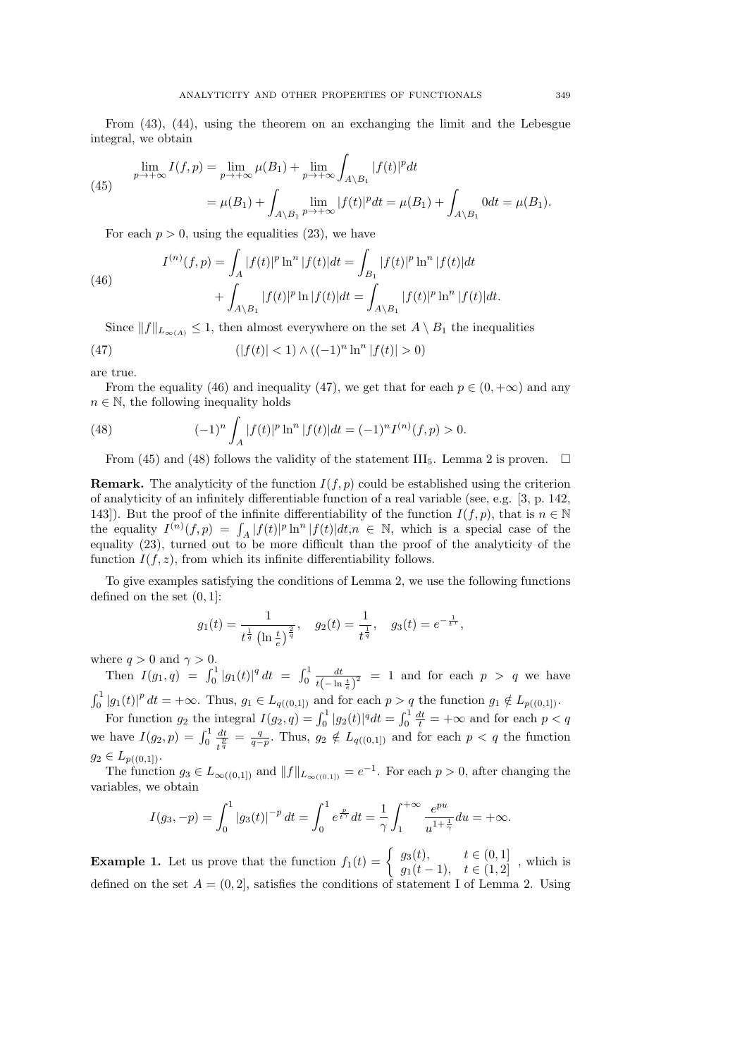From (43), (44), using the theorem on an exchanging the limit and the Lebesgue integral, we obtain

$$
\begin{aligned}
\lim_{p\to+\infty} I(f,p) &= \lim_{p\to+\infty}\mu(B_1) + \lim_{p\to+\infty}\int_{A\setminus B_1}|f(t)|^p dt \\
&= \mu(B_1) + \int_{A\setminus B_1}\lim_{p\to+\infty}|f(t)|^p dt = \mu(B_1) + \int_{A\setminus B_1} 0 dt = \mu(B_1).
\end{aligned}
\tag{45}
$$

For each $p>0$, using the equalities (23), we have

$$
\begin{aligned}
I^{(n)}(f,p) &= \int_A |f(t)|^p \ln^n |f(t)| dt = \int_{B_1}|f(t)|^p \ln^n |f(t)| dt \\
&\quad + \int_{A\setminus B_1}|f(t)|^p \ln |f(t)| dt = \int_{A\setminus B_1}|f(t)|^p \ln^n |f(t)| dt.
\end{aligned}
\tag{46}
$$

Since $\|f\|_{L_\infty(A)} \leq 1$, then almost everywhere on the set $A\setminus B_1$ the inequalities

$$
(|f(t)|<1)\wedge((-1)^n \ln^n |f(t)|>0)
\tag{47}
$$

are true.

From the equality (46) and inequality (47), we get that for each $p\in(0,+\infty)$ and any $n\in\mathbb{N}$, the following inequality holds

$$
(-1)^n \int_A |f(t)|^p \ln^n |f(t)| dt = (-1)^n I^{(n)}(f,p) > 0.
\tag{48}
$$

From (45) and (48) follows the validity of the statement $\text{III}_5$. Lemma 2 is proven. $\square$

**Remark.** The analyticity of the function $I(f,p)$ could be established using the criterion of analyticity of an infinitely differentiable function of a real variable (see, e.g. [3, p. 142, 143]). But the proof of the infinite differentiability of the function $I(f,p)$, that is $n\in\mathbb{N}$ the equality $I^{(n)}(f,p) = \int_A |f(t)|^p \ln^n |f(t)| dt, n\in\mathbb{N}$, which is a special case of the equality (23), turned out to be more difficult than the proof of the analyticity of the function $I(f,z)$, from which its infinite differentiability follows.

To give examples satisfying the conditions of Lemma 2, we use the following functions defined on the set $(0,1]$:

$$
g_1(t) = \frac{1}{t^{\frac{1}{q}}\left(\ln\frac{t}{e}\right)^{\frac{2}{q}}}, \quad g_2(t) = \frac{1}{t^{\frac{1}{q}}}, \quad g_3(t) = e^{-\frac{1}{t^\gamma}},
$$

where $q>0$ and $\gamma>0$.

Then $I(g_1,q) = \int_0^1 |g_1(t)|^q dt = \int_0^1 \frac{dt}{t\left(-\ln\frac{t}{e}\right)^2} = 1$ and for each $p>q$ we have $\int_0^1 |g_1(t)|^p dt = +\infty$. Thus, $g_1\in L_{q((0,1])}$ and for each $p>q$ the function $g_1\notin L_{p((0,1])}$.

For function $g_2$ the integral $I(g_2,q) = \int_0^1 |g_2(t)|^q dt = \int_0^1 \frac{dt}{t} = +\infty$ and for each $p<q$ we have $I(g_2,p) = \int_0^1 \frac{dt}{t^{\frac{p}{q}}} = \frac{q}{q-p}$. Thus, $g_2\notin L_{q((0,1])}$ and for each $p<q$ the function $g_2\in L_{p((0,1])}$.

The function $g_3\in L_{\infty((0,1])}$ and $\|f\|_{L_{\infty((0,1])}} = e^{-1}$. For each $p>0$, after changing the variables, we obtain

$$
I(g_3,-p) = \int_0^1 |g_3(t)|^{-p} dt = \int_0^1 e^{\frac{p}{t^\gamma}} dt = \frac{1}{\gamma}\int_1^{+\infty}\frac{e^{pu}}{u^{1+\frac{1}{\gamma}}} du = +\infty.
$$

**Example 1.** Let us prove that the function $f_1(t) = \begin{cases} g_3(t), & t\in(0,1] \\ g_1(t-1), & t\in(1,2]\end{cases}$, which is defined on the set $A=(0,2]$, satisfies the conditions of statement I of Lemma 2. Using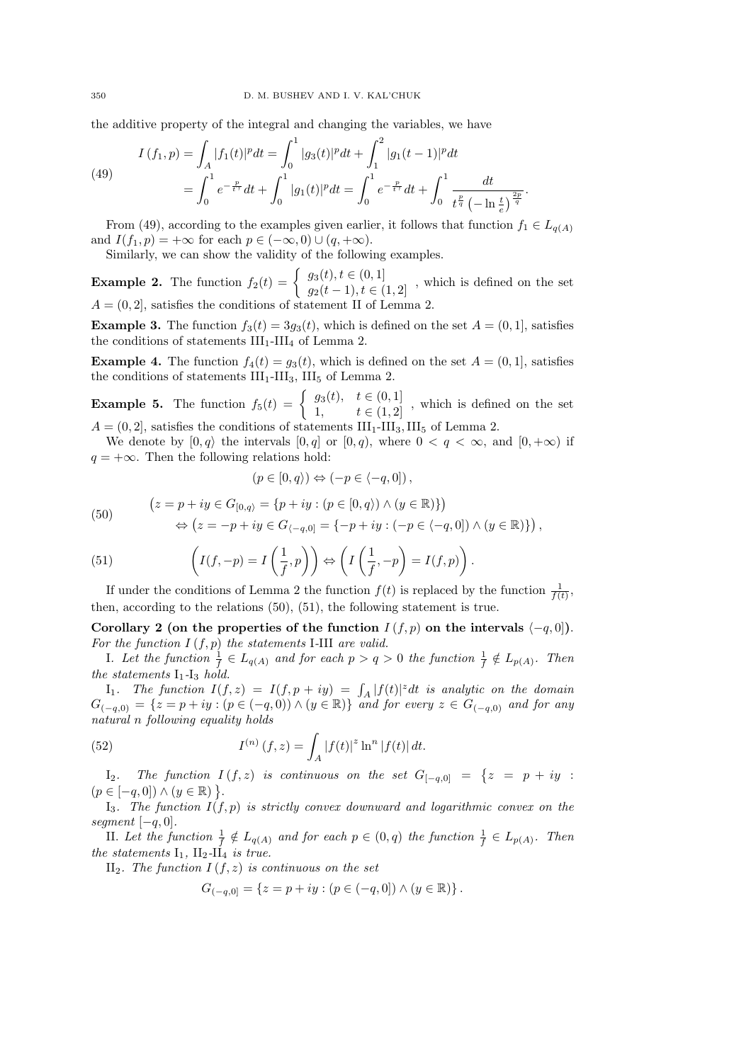the additive property of the integral and changing the variables, we have

$$
\begin{aligned}
I\left(f_1, p\right) &= \int_A |f_1(t)|^p dt = \int_0^1 |g_3(t)|^p dt + \int_1^2 |g_1(t-1)|^p dt \\
&= \int_0^1 e^{-\frac{p}{t^q}} dt + \int_0^1 |g_1(t)|^p dt = \int_0^1 e^{-\frac{p}{t^q}} dt + \int_0^1 \frac{dt}{t^{\frac{p}{q}} \left(-\ln \frac{t}{e}\right)^{\frac{2p}{q}}}.
\end{aligned}
\tag{49}
$$

From (49), according to the examples given earlier, it follows that function $f_1 \in L_{q(A)}$ and $I(f_1, p) = +\infty$ for each $p \in (-\infty, 0) \cup (q, +\infty)$.

Similarly, we can show the validity of the following examples.

**Example 2.** The function $f_2(t) = \begin{cases} g_3(t), t \in (0,1] \\ g_2(t-1), t \in (1,2] \end{cases}$, which is defined on the set $A = (0, 2]$, satisfies the conditions of statement II of Lemma 2.

**Example 3.** The function $f_3(t) = 3g_3(t)$, which is defined on the set $A = (0, 1]$, satisfies the conditions of statements $\text{III}_1$-$\text{III}_4$ of Lemma 2.

**Example 4.** The function $f_4(t) = g_3(t)$, which is defined on the set $A = (0, 1]$, satisfies the conditions of statements $\text{III}_1$-$\text{III}_3$, $\text{III}_5$ of Lemma 2.

**Example 5.** The function $f_5(t) = \begin{cases} g_3(t), & t \in (0,1] \\ 1, & t \in (1,2] \end{cases}$, which is defined on the set $A = (0, 2]$, satisfies the conditions of statements $\text{III}_1$-$\text{III}_3$, $\text{III}_5$ of Lemma 2.

We denote by $[0, q\rangle$ the intervals $[0, q]$ or $[0, q)$, where $0 < q < \infty$, and $[0, +\infty)$ if $q = +\infty$. Then the following relations hold:

$$
(p \in [0, q\rangle) \Leftrightarrow (-p \in \langle -q, 0]),
$$

$$
\begin{aligned}
&\left(z = p + iy \in G_{[0,q\rangle} = \{p + iy : (p \in [0, q\rangle) \wedge (y \in \mathbb{R})\}\right) \\
&\quad \Leftrightarrow \left(z = -p + iy \in G_{\langle -q,0]} = \{-p + iy : (-p \in \langle -q, 0]) \wedge (y \in \mathbb{R})\}\right),
\end{aligned}
\tag{50}
$$

$$
\left(I(f, -p) = I\left(\frac{1}{f}, p\right)\right) \Leftrightarrow \left(I\left(\frac{1}{f}, -p\right) = I(f, p)\right).
\tag{51}
$$

If under the conditions of Lemma 2 the function $f(t)$ is replaced by the function $\frac{1}{f(t)}$, then, according to the relations (50), (51), the following statement is true.

**Corollary 2 (on the properties of the function $I\left(f, p\right)$ on the intervals $\langle -q, 0]$).** *For the function $I\left(f, p\right)$ the statements* I-III *are valid.*

I. *Let the function $\frac{1}{f} \in L_{q(A)}$ and for each $p > q > 0$ the function $\frac{1}{f} \notin L_{p(A)}$. Then the statements* $\text{I}_1$-$\text{I}_3$ *hold.*

$\text{I}_1$. *The function $I(f, z) = I(f, p + iy) = \int_A |f(t)|^z dt$ is analytic on the domain $G_{(-q,0)} = \{z = p + iy : (p \in (-q, 0)) \wedge (y \in \mathbb{R})\}$ and for every $z \in G_{(-q,0)}$ and for any natural $n$ following equality holds*

$$
I^{(n)}\left(f, z\right) = \int_A |f(t)|^z \ln^n |f(t)|\, dt.
\tag{52}
$$

$\text{I}_2$. *The function $I\left(f, z\right)$ is continuous on the set $G_{[-q,0]} = \big\{z = p + iy : (p \in [-q, 0]) \wedge (y \in \mathbb{R})\big\}$.*

$\text{I}_3$. *The function $I(f, p)$ is strictly convex downward and logarithmic convex on the segment $[-q, 0]$.*

II. *Let the function $\frac{1}{f} \notin L_{q(A)}$ and for each $p \in (0, q)$ the function $\frac{1}{f} \in L_{p(A)}$. Then the statements* $\text{I}_1$, $\text{II}_2$-$\text{II}_4$ *is true.*

$\text{II}_2$. *The function $I\left(f, z\right)$ is continuous on the set*

$$
G_{(-q,0]} = \{z = p + iy : (p \in (-q, 0]) \wedge (y \in \mathbb{R})\}.
$$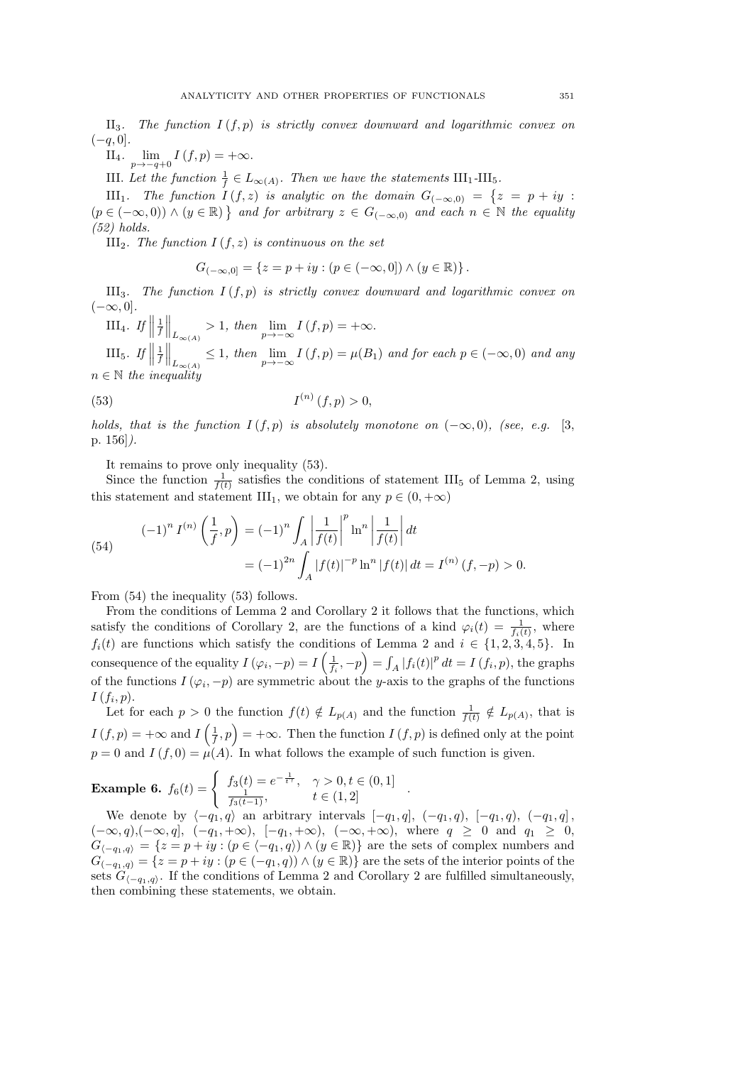II$_3$. *The function $I(f,p)$ is strictly convex downward and logarithmic convex on $(-q, 0]$.*

II$_4$. $\lim\limits_{p\to -q+0} I(f,p) = +\infty$.

III. *Let the function $\frac{1}{f} \in L_{\infty(A)}$. Then we have the statements* III$_1$-III$_5$.

III$_1$. *The function $I(f,z)$ is analytic on the domain $G_{(-\infty,0)} = \{z = p+iy : (p \in (-\infty,0)) \wedge (y \in \mathbb{R})\}$ and for arbitrary $z \in G_{(-\infty,0)}$ and each $n \in \mathbb{N}$ the equality (52) holds.*

III$_2$. *The function $I(f,z)$ is continuous on the set*

$$G_{(-\infty,0]} = \{z = p+iy : (p \in (-\infty,0]) \wedge (y \in \mathbb{R})\}.$$

III$_3$. *The function $I(f,p)$ is strictly convex downward and logarithmic convex on $(-\infty, 0]$.*

III$_4$. *If $\left\|\frac{1}{f}\right\|_{L_{\infty(A)}} > 1$, then $\lim\limits_{p\to -\infty} I(f,p) = +\infty$.*

III$_5$. *If $\left\|\frac{1}{f}\right\|_{L_{\infty(A)}} \le 1$, then $\lim\limits_{p\to -\infty} I(f,p) = \mu(B_1)$ and for each $p \in (-\infty,0)$ and any $n \in \mathbb{N}$ the inequality*

$$I^{(n)}(f,p) > 0, \tag{53}$$

*holds, that is the function $I(f,p)$ is absolutely monotone on $(-\infty,0)$, (see, e.g. [3, p. 156]).*

It remains to prove only inequality (53).

Since the function $\frac{1}{f(t)}$ satisfies the conditions of statement III$_5$ of Lemma 2, using this statement and statement III$_1$, we obtain for any $p \in (0,+\infty)$

$$\begin{aligned}
(-1)^n I^{(n)}\left(\frac{1}{f}, p\right) &= (-1)^n \int_A \left|\frac{1}{f(t)}\right|^p \ln^n \left|\frac{1}{f(t)}\right| dt \\
&= (-1)^{2n} \int_A |f(t)|^{-p} \ln^n |f(t)|\, dt = I^{(n)}(f,-p) > 0.
\end{aligned} \tag{54}$$

From (54) the inequality (53) follows.

From the conditions of Lemma 2 and Corollary 2 it follows that the functions, which satisfy the conditions of Corollary 2, are the functions of a kind $\varphi_i(t) = \frac{1}{f_i(t)}$, where $f_i(t)$ are functions which satisfy the conditions of Lemma 2 and $i \in \{1,2,3,4,5\}$. In consequence of the equality $I(\varphi_i,-p) = I\left(\frac{1}{f_i},-p\right) = \int_A |f_i(t)|^p\, dt = I(f_i,p)$, the graphs of the functions $I(\varphi_i,-p)$ are symmetric about the $y$-axis to the graphs of the functions $I(f_i,p)$.

Let for each $p > 0$ the function $f(t) \notin L_{p(A)}$ and the function $\frac{1}{f(t)} \notin L_{p(A)}$, that is $I(f,p) = +\infty$ and $I\left(\frac{1}{f},p\right) = +\infty$. Then the function $I(f,p)$ is defined only at the point $p = 0$ and $I(f,0) = \mu(A)$. In what follows the example of such function is given.

**Example 6.** $f_6(t) = \begin{cases} f_3(t) = e^{-\frac{1}{t^\gamma}}, & \gamma > 0, t \in (0,1] \\ \frac{1}{f_3(t-1)}, & t \in (1,2] \end{cases}$.

We denote by $\langle -q_1, q\rangle$ an arbitrary intervals $[-q_1,q]$, $(-q_1,q)$, $[-q_1,q)$, $(-q_1,q]$, $(-\infty,q)$,$(-\infty,q]$, $(-q_1,+\infty)$, $[-q_1,+\infty)$, $(-\infty,+\infty)$, where $q \ge 0$ and $q_1 \ge 0$, $G_{\langle -q_1,q\rangle} = \{z = p+iy : (p \in \langle -q_1,q\rangle) \wedge (y \in \mathbb{R})\}$ are the sets of complex numbers and $G_{(-q_1,q)} = \{z = p+iy : (p \in (-q_1,q)) \wedge (y \in \mathbb{R})\}$ are the sets of the interior points of the sets $G_{\langle -q_1,q\rangle}$. If the conditions of Lemma 2 and Corollary 2 are fulfilled simultaneously, then combining these statements, we obtain.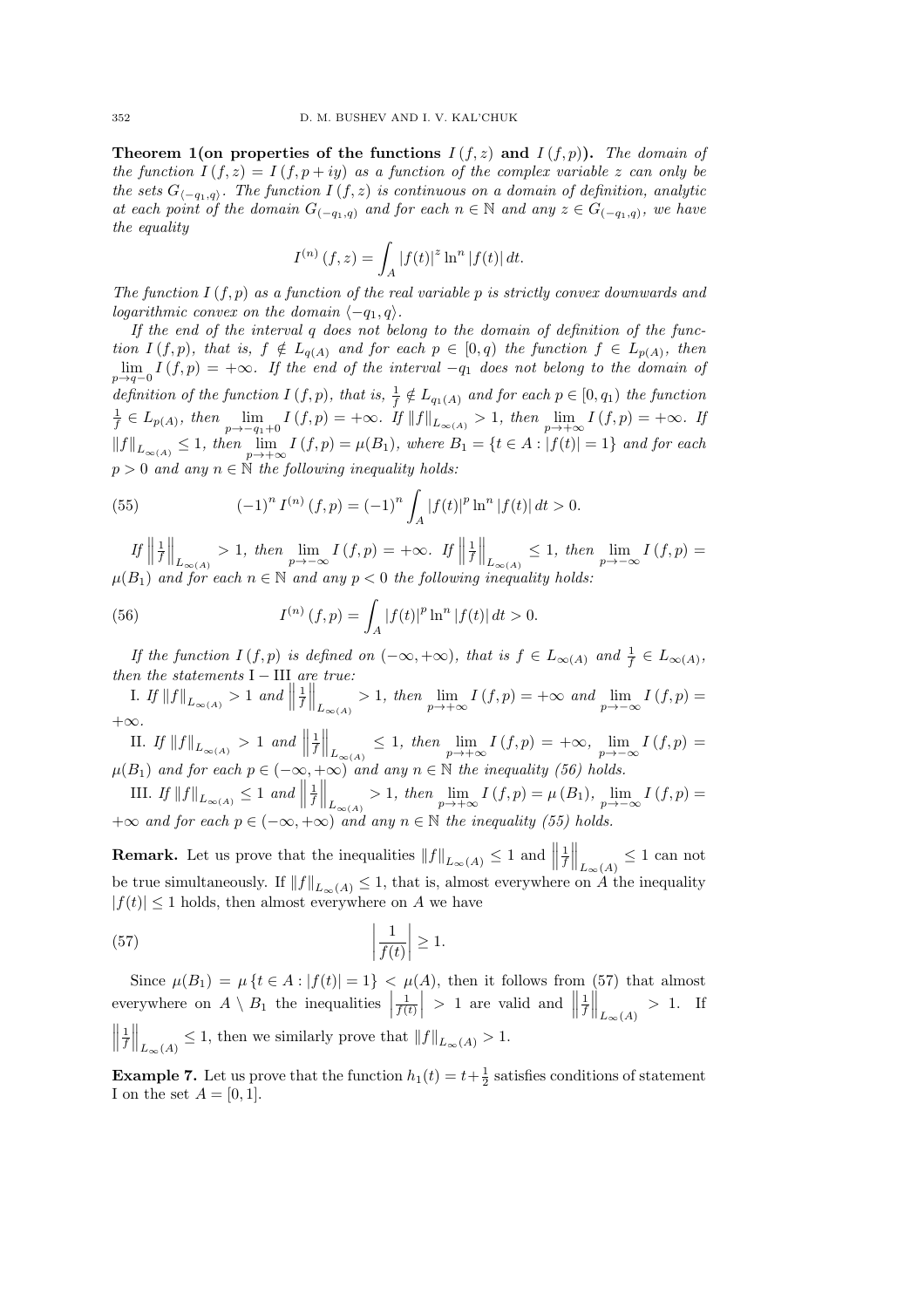**Theorem 1(on properties of the functions $I(f,z)$ and $I(f,p)$).** *The domain of the function $I(f,z) = I(f, p+iy)$ as a function of the complex variable $z$ can only be the sets $G_{\langle -q_1, q\rangle}$. The function $I(f,z)$ is continuous on a domain of definition, analytic at each point of the domain $G_{(-q_1,q)}$ and for each $n \in \mathbb{N}$ and any $z \in G_{(-q_1,q)}$, we have the equality*

$$I^{(n)}(f,z) = \int_A |f(t)|^z \ln^n |f(t)|\, dt.$$

*The function $I(f,p)$ as a function of the real variable $p$ is strictly convex downwards and logarithmic convex on the domain $\langle -q_1, q\rangle$.*

*If the end of the interval $q$ does not belong to the domain of definition of the function $I(f,p)$, that is, $f \notin L_{q(A)}$ and for each $p \in [0,q)$ the function $f \in L_{p(A)}$, then $\lim\limits_{p\to q-0} I(f,p) = +\infty$. If the end of the interval $-q_1$ does not belong to the domain of definition of the function $I(f,p)$, that is, $\frac{1}{f} \notin L_{q_1(A)}$ and for each $p \in [0, q_1)$ the function $\frac{1}{f} \in L_{p(A)}$, then $\lim\limits_{p\to -q_1+0} I(f,p) = +\infty$. If $\|f\|_{L_{\infty(A)}} > 1$, then $\lim\limits_{p\to+\infty} I(f,p) = +\infty$. If $\|f\|_{L_{\infty(A)}} \le 1$, then $\lim\limits_{p\to+\infty} I(f,p) = \mu(B_1)$, where $B_1 = \{t \in A : |f(t)| = 1\}$ and for each $p > 0$ and any $n \in \mathbb{N}$ the following inequality holds:*

$$(-1)^n I^{(n)}(f,p) = (-1)^n \int_A |f(t)|^p \ln^n |f(t)|\, dt > 0. \tag{55}$$

*If $\left\|\frac{1}{f}\right\|_{L_{\infty(A)}} > 1$, then $\lim\limits_{p\to-\infty} I(f,p) = +\infty$. If $\left\|\frac{1}{f}\right\|_{L_{\infty(A)}} \le 1$, then $\lim\limits_{p\to-\infty} I(f,p) = \mu(B_1)$ and for each $n \in \mathbb{N}$ and any $p < 0$ the following inequality holds:*

$$I^{(n)}(f,p) = \int_A |f(t)|^p \ln^n |f(t)|\, dt > 0. \tag{56}$$

*If the function $I(f,p)$ is defined on $(-\infty, +\infty)$, that is $f \in L_{\infty(A)}$ and $\frac{1}{f} \in L_{\infty(A)}$, then the statements I – III are true:*

*I. If $\|f\|_{L_{\infty(A)}} > 1$ and $\left\|\frac{1}{f}\right\|_{L_{\infty(A)}} > 1$, then $\lim\limits_{p\to+\infty} I(f,p) = +\infty$ and $\lim\limits_{p\to-\infty} I(f,p) = +\infty$.*

*II. If $\|f\|_{L_{\infty(A)}} > 1$ and $\left\|\frac{1}{f}\right\|_{L_{\infty(A)}} \le 1$, then $\lim\limits_{p\to+\infty} I(f,p) = +\infty$, $\lim\limits_{p\to-\infty} I(f,p) = \mu(B_1)$ and for each $p \in (-\infty, +\infty)$ and any $n \in \mathbb{N}$ the inequality (56) holds.*

*III. If $\|f\|_{L_{\infty(A)}} \le 1$ and $\left\|\frac{1}{f}\right\|_{L_{\infty(A)}} > 1$, then $\lim\limits_{p\to+\infty} I(f,p) = \mu(B_1)$, $\lim\limits_{p\to-\infty} I(f,p) = +\infty$ and for each $p \in (-\infty, +\infty)$ and any $n \in \mathbb{N}$ the inequality (55) holds.*

**Remark.** Let us prove that the inequalities $\|f\|_{L_\infty(A)} \le 1$ and $\left\|\frac{1}{f}\right\|_{L_\infty(A)} \le 1$ can not be true simultaneously. If $\|f\|_{L_\infty(A)} \le 1$, that is, almost everywhere on $A$ the inequality $|f(t)| \le 1$ holds, then almost everywhere on $A$ we have

$$\left|\frac{1}{f(t)}\right| \ge 1. \tag{57}$$

Since $\mu(B_1) = \mu\{t \in A : |f(t)| = 1\} < \mu(A)$, then it follows from (57) that almost everywhere on $A \setminus B_1$ the inequalities $\left|\frac{1}{f(t)}\right| > 1$ are valid and $\left\|\frac{1}{f}\right\|_{L_\infty(A)} > 1$. If $\left\|\frac{1}{f}\right\|_{L_\infty(A)} \le 1$, then we similarly prove that $\|f\|_{L_\infty(A)} > 1$.

**Example 7.** Let us prove that the function $h_1(t) = t + \frac{1}{2}$ satisfies conditions of statement I on the set $A = [0,1]$.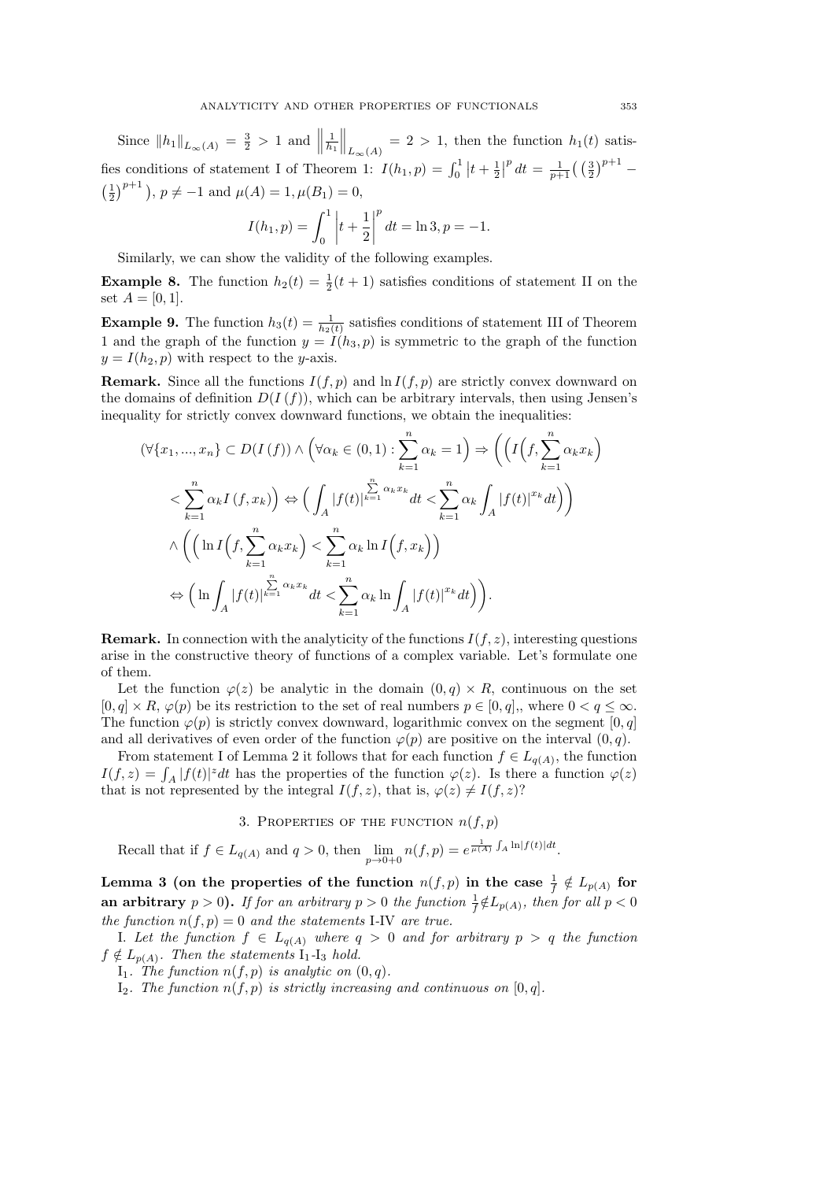Since $\|h_1\|_{L_\infty(A)} = \frac{3}{2} > 1$ and $\left\|\frac{1}{h_1}\right\|_{L_\infty(A)} = 2 > 1$, then the function $h_1(t)$ satisfies conditions of statement I of Theorem 1: $I(h_1,p) = \int_0^1 \left|t+\frac{1}{2}\right|^p dt = \frac{1}{p+1}\big(\left(\frac{3}{2}\right)^{p+1} - \left(\frac{1}{2}\right)^{p+1}\big)$, $p \neq -1$ and $\mu(A)=1, \mu(B_1)=0$,

$$I(h_1,p) = \int_0^1 \left|t+\frac{1}{2}\right|^p dt = \ln 3, p=-1.$$

Similarly, we can show the validity of the following examples.

**Example 8.** The function $h_2(t) = \frac{1}{2}(t+1)$ satisfies conditions of statement II on the set $A=[0,1]$.

**Example 9.** The function $h_3(t) = \frac{1}{h_2(t)}$ satisfies conditions of statement III of Theorem 1 and the graph of the function $y = I(h_3,p)$ is symmetric to the graph of the function $y = I(h_2,p)$ with respect to the $y$-axis.

**Remark.** Since all the functions $I(f,p)$ and $\ln I(f,p)$ are strictly convex downward on the domains of definition $D(I(f))$, which can be arbitrary intervals, then using Jensen's inequality for strictly convex downward functions, we obtain the inequalities:

$$(\forall\{x_1,...,x_n\} \subset D(I(f))) \wedge \Big(\forall \alpha_k \in (0,1) : \sum_{k=1}^n \alpha_k = 1\Big) \Rightarrow \Bigg(\Big(I\Big(f, \sum_{k=1}^n \alpha_k x_k\Big)$$

$$< \sum_{k=1}^n \alpha_k I(f,x_k)\Big) \Leftrightarrow \Big(\int_A |f(t)|^{\sum\limits_{k=1}^n \alpha_k x_k} dt < \sum_{k=1}^n \alpha_k \int_A |f(t)|^{x_k} dt\Big)\Bigg)$$

$$\wedge \Bigg(\Big(\ln I\Big(f, \sum_{k=1}^n \alpha_k x_k\Big) < \sum_{k=1}^n \alpha_k \ln I\Big(f, x_k\Big)\Big)$$

$$\Leftrightarrow \Big(\ln \int_A |f(t)|^{\sum\limits_{k=1}^n \alpha_k x_k} dt < \sum_{k=1}^n \alpha_k \ln \int_A |f(t)|^{x_k} dt\Big)\Bigg).$$

**Remark.** In connection with the analyticity of the functions $I(f,z)$, interesting questions arise in the constructive theory of functions of a complex variable. Let's formulate one of them.

Let the function $\varphi(z)$ be analytic in the domain $(0,q) \times R$, continuous on the set $[0,q] \times R$, $\varphi(p)$ be its restriction to the set of real numbers $p \in [0,q]$,, where $0 < q \leq \infty$. The function $\varphi(p)$ is strictly convex downward, logarithmic convex on the segment $[0,q]$ and all derivatives of even order of the function $\varphi(p)$ are positive on the interval $(0,q)$.

From statement I of Lemma 2 it follows that for each function $f \in L_{q(A)}$, the function $I(f,z) = \int_A |f(t)|^z dt$ has the properties of the function $\varphi(z)$. Is there a function $\varphi(z)$ that is not represented by the integral $I(f,z)$, that is, $\varphi(z) \neq I(f,z)$?

## 3. Properties of the function $n(f,p)$

Recall that if $f \in L_{q(A)}$ and $q > 0$, then $\lim\limits_{p \to 0+0} n(f,p) = e^{\frac{1}{\mu(A)}\int_A \ln|f(t)|dt}$.

**Lemma 3 (on the properties of the function $n(f,p)$ in the case $\frac{1}{f} \notin L_{p(A)}$ for an arbitrary $p > 0$).** *If for an arbitrary $p > 0$ the function $\frac{1}{f} \notin L_{p(A)}$, then for all $p < 0$ the function $n(f,p) = 0$ and the statements* I-IV *are true.*

I. *Let the function $f \in L_{q(A)}$ where $q > 0$ and for arbitrary $p > q$ the function $f \notin L_{p(A)}$. Then the statements* $\mathrm{I}_1$-$\mathrm{I}_3$ *hold.*

$\mathrm{I}_1$. *The function $n(f,p)$ is analytic on $(0,q)$.*

$\mathrm{I}_2$. *The function $n(f,p)$ is strictly increasing and continuous on $[0,q]$.*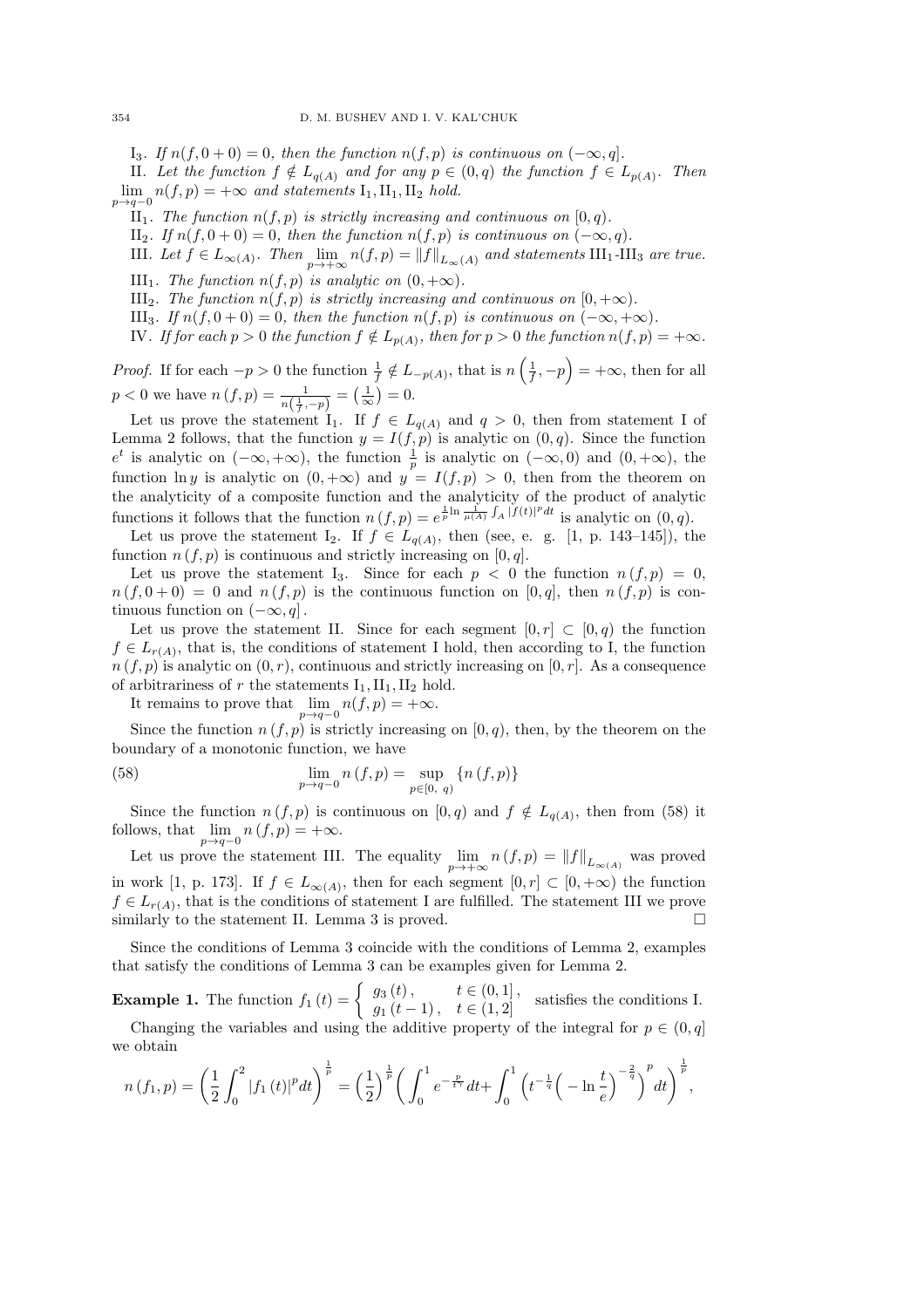I$_3$. *If $n(f,0+0)=0$, then the function $n(f,p)$ is continuous on $(-\infty,q]$.*

II. *Let the function $f\notin L_{q(A)}$ and for any $p\in(0,q)$ the function $f\in L_{p(A)}$. Then $\lim\limits_{p\to q-0} n(f,p)=+\infty$ and statements* I$_1$, II$_1$, II$_2$ *hold.*

II$_1$. *The function $n(f,p)$ is strictly increasing and continuous on $[0,q)$.*

II$_2$. *If $n(f,0+0)=0$, then the function $n(f,p)$ is continuous on $(-\infty,q)$.*

III. *Let $f\in L_{\infty(A)}$. Then $\lim\limits_{p\to+\infty} n(f,p)=\|f\|_{L_\infty(A)}$ and statements* III$_1$-III$_3$ *are true.*

III$_1$. *The function $n(f,p)$ is analytic on $(0,+\infty)$.*

III$_2$. *The function $n(f,p)$ is strictly increasing and continuous on $[0,+\infty)$.*

III$_3$. *If $n(f,0+0)=0$, then the function $n(f,p)$ is continuous on $(-\infty,+\infty)$.*

IV. *If for each $p>0$ the function $f\notin L_{p(A)}$, then for $p>0$ the function $n(f,p)=+\infty$.*

*Proof.* If for each $-p>0$ the function $\frac{1}{f}\notin L_{-p(A)}$, that is $n\left(\frac{1}{f},-p\right)=+\infty$, then for all $p<0$ we have $n\left(f,p\right)=\frac{1}{n\left(\frac{1}{f},-p\right)}=\left(\frac{1}{\infty}\right)=0$.

Let us prove the statement I$_1$. If $f\in L_{q(A)}$ and $q>0$, then from statement I of Lemma 2 follows, that the function $y=I(f,p)$ is analytic on $(0,q)$. Since the function $e^t$ is analytic on $(-\infty,+\infty)$, the function $\frac{1}{p}$ is analytic on $(-\infty,0)$ and $(0,+\infty)$, the function $\ln y$ is analytic on $(0,+\infty)$ and $y=I(f,p)>0$, then from the theorem on the analyticity of a composite function and the analyticity of the product of analytic functions it follows that the function $n\left(f,p\right)=e^{\frac{1}{p}\ln\frac{1}{\mu(A)}\int_A|f(t)|^p dt}$ is analytic on $(0,q)$.

Let us prove the statement I$_2$. If $f\in L_{q(A)}$, then (see, e. g. [1, p. 143–145]), the function $n\left(f,p\right)$ is continuous and strictly increasing on $[0,q]$.

Let us prove the statement I$_3$. Since for each $p<0$ the function $n\left(f,p\right)=0$, $n\left(f,0+0\right)=0$ and $n\left(f,p\right)$ is the continuous function on $[0,q]$, then $n\left(f,p\right)$ is continuous function on $\left(-\infty,q\right]$.

Let us prove the statement II. Since for each segment $[0,r]\subset[0,q)$ the function $f\in L_{r(A)}$, that is, the conditions of statement I hold, then according to I, the function $n\left(f,p\right)$ is analytic on $(0,r)$, continuous and strictly increasing on $[0,r]$. As a consequence of arbitrariness of $r$ the statements I$_1$, II$_1$, II$_2$ hold.

It remains to prove that $\lim\limits_{p\to q-0} n(f,p)=+\infty$.

Since the function $n\left(f,p\right)$ is strictly increasing on $[0,q)$, then, by the theorem on the boundary of a monotonic function, we have

$$\lim_{p\to q-0} n\left(f,p\right)=\sup_{p\in[0,\ q)}\left\{n\left(f,p\right)\right\} \tag{58}$$

Since the function $n\left(f,p\right)$ is continuous on $[0,q)$ and $f\notin L_{q(A)}$, then from (58) it follows, that $\lim\limits_{p\to q-0} n\left(f,p\right)=+\infty$.

Let us prove the statement III. The equality $\lim\limits_{p\to+\infty} n\left(f,p\right)=\|f\|_{L_{\infty(A)}}$ was proved in work [1, p. 173]. If $f\in L_{\infty(A)}$, then for each segment $[0,r]\subset[0,+\infty)$ the function $f\in L_{r(A)}$, that is the conditions of statement I are fulfilled. The statement III we prove similarly to the statement II. Lemma 3 is proved. $\square$

Since the conditions of Lemma 3 coincide with the conditions of Lemma 2, examples that satisfy the conditions of Lemma 3 can be examples given for Lemma 2.

**Example 1.** The function $f_1\left(t\right)=\begin{cases} g_3\left(t\right), & t\in(0,1], \\ g_1\left(t-1\right), & t\in(1,2] \end{cases}$ satisfies the conditions I.

Changing the variables and using the additive property of the integral for $p\in(0,q]$ we obtain

$$n\left(f_1,p\right)=\left(\frac{1}{2}\int_0^2|f_1\left(t\right)|^p dt\right)^{\frac{1}{p}}=\left(\frac{1}{2}\right)^{\frac{1}{p}}\left(\int_0^1 e^{-\frac{p}{t^q}}dt+\int_0^1\left(t^{-\frac{1}{q}}\left(-\ln\frac{t}{e}\right)^{-\frac{2}{q}}\right)^p dt\right)^{\frac{1}{p}},$$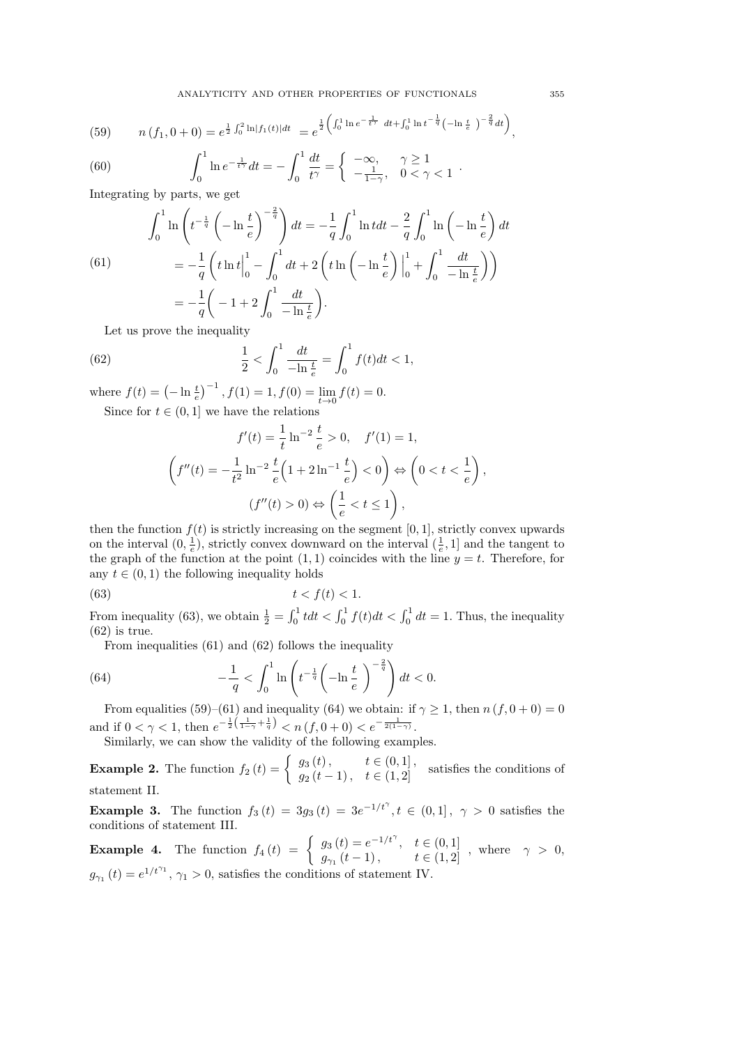$$n(f_1, 0+0) = e^{\frac{1}{2}\int_0^2 \ln|f_1(t)|dt} = e^{\frac{1}{2}\left(\int_0^1 \ln e^{-\frac{1}{t^\gamma}}\ dt + \int_0^1 \ln t^{-\frac{1}{q}}\left(-\ln\frac{t}{e}\ \right)^{-\frac{2}{q}} dt\right)}, \tag{59}$$

$$\int_0^1 \ln e^{-\frac{1}{t^\gamma}} dt = -\int_0^1 \frac{dt}{t^\gamma} = \begin{cases} -\infty, & \gamma \geq 1 \\ -\frac{1}{1-\gamma}, & 0 < \gamma < 1 \end{cases}. \tag{60}$$

Integrating by parts, we get

$$\begin{aligned} \int_0^1 \ln\left(t^{-\frac{1}{q}}\left(-\ln\frac{t}{e}\right)^{-\frac{2}{q}}\right) dt &= -\frac{1}{q}\int_0^1 \ln t dt - \frac{2}{q}\int_0^1 \ln\left(-\ln\frac{t}{e}\right) dt \\ &= -\frac{1}{q}\left(t\ln t\Big|_0^1 - \int_0^1 dt + 2\left(t\ln\left(-\ln\frac{t}{e}\right)\Big|_0^1 + \int_0^1 \frac{dt}{-\ln\frac{t}{e}}\right)\right) \\ &= -\frac{1}{q}\Big(-1 + 2\int_0^1 \frac{dt}{-\ln\frac{t}{e}}\Big). \end{aligned} \tag{61}$$

Let us prove the inequality

$$\frac{1}{2} < \int_0^1 \frac{dt}{-\ln\frac{t}{e}} = \int_0^1 f(t)dt < 1, \tag{62}$$

where $f(t) = \left(-\ln\frac{t}{e}\right)^{-1}, f(1) = 1, f(0) = \lim\limits_{t\to 0} f(t) = 0$.

Since for $t \in (0, 1]$ we have the relations

$$f'(t) = \frac{1}{t}\ln^{-2}\frac{t}{e} > 0, \quad f'(1) = 1,$$

$$\left(f''(t) = -\frac{1}{t^2}\ln^{-2}\frac{t}{e}\Big(1 + 2\ln^{-1}\frac{t}{e}\Big) < 0\right) \Leftrightarrow \left(0 < t < \frac{1}{e}\right),$$

$$(f''(t) > 0) \Leftrightarrow \left(\frac{1}{e} < t \leq 1\right),$$

then the function $f(t)$ is strictly increasing on the segment $[0, 1]$, strictly convex upwards on the interval $(0, \frac{1}{e})$, strictly convex downward on the interval $(\frac{1}{e}, 1]$ and the tangent to the graph of the function at the point $(1, 1)$ coincides with the line $y = t$. Therefore, for any $t \in (0, 1)$ the following inequality holds

$$t < f(t) < 1. \tag{63}$$

From inequality (63), we obtain $\frac{1}{2} = \int_0^1 t dt < \int_0^1 f(t)dt < \int_0^1 dt = 1$. Thus, the inequality (62) is true.

From inequalities (61) and (62) follows the inequality

$$-\frac{1}{q} < \int_0^1 \ln\left(t^{-\frac{1}{q}}\left(-\ln\frac{t}{e}\ \right)^{-\frac{2}{q}}\right) dt < 0. \tag{64}$$

From equalities (59)–(61) and inequality (64) we obtain: if $\gamma \geq 1$, then $n(f, 0+0) = 0$ and if $0 < \gamma < 1$, then $e^{-\frac{1}{2}\left(\frac{1}{1-\gamma} + \frac{1}{q}\right)} < n(f, 0+0) < e^{-\frac{1}{2(1-\gamma)}}$.

Similarly, we can show the validity of the following examples.

**Example 2.** The function $f_2(t) = \begin{cases} g_3(t), & t \in (0, 1], \\ g_2(t-1), & t \in (1, 2] \end{cases}$ satisfies the conditions of statement II.

**Example 3.** The function $f_3(t) = 3g_3(t) = 3e^{-1/t^\gamma}, t \in (0, 1],\ \gamma > 0$ satisfies the conditions of statement III.

**Example 4.** The function $f_4(t) = \begin{cases} g_3(t) = e^{-1/t^\gamma}, & t \in (0, 1] \\ g_{\gamma_1}(t-1), & t \in (1, 2] \end{cases}$, where $\gamma > 0$, $g_{\gamma_1}(t) = e^{1/t^{\gamma_1}}$, $\gamma_1 > 0$, satisfies the conditions of statement IV.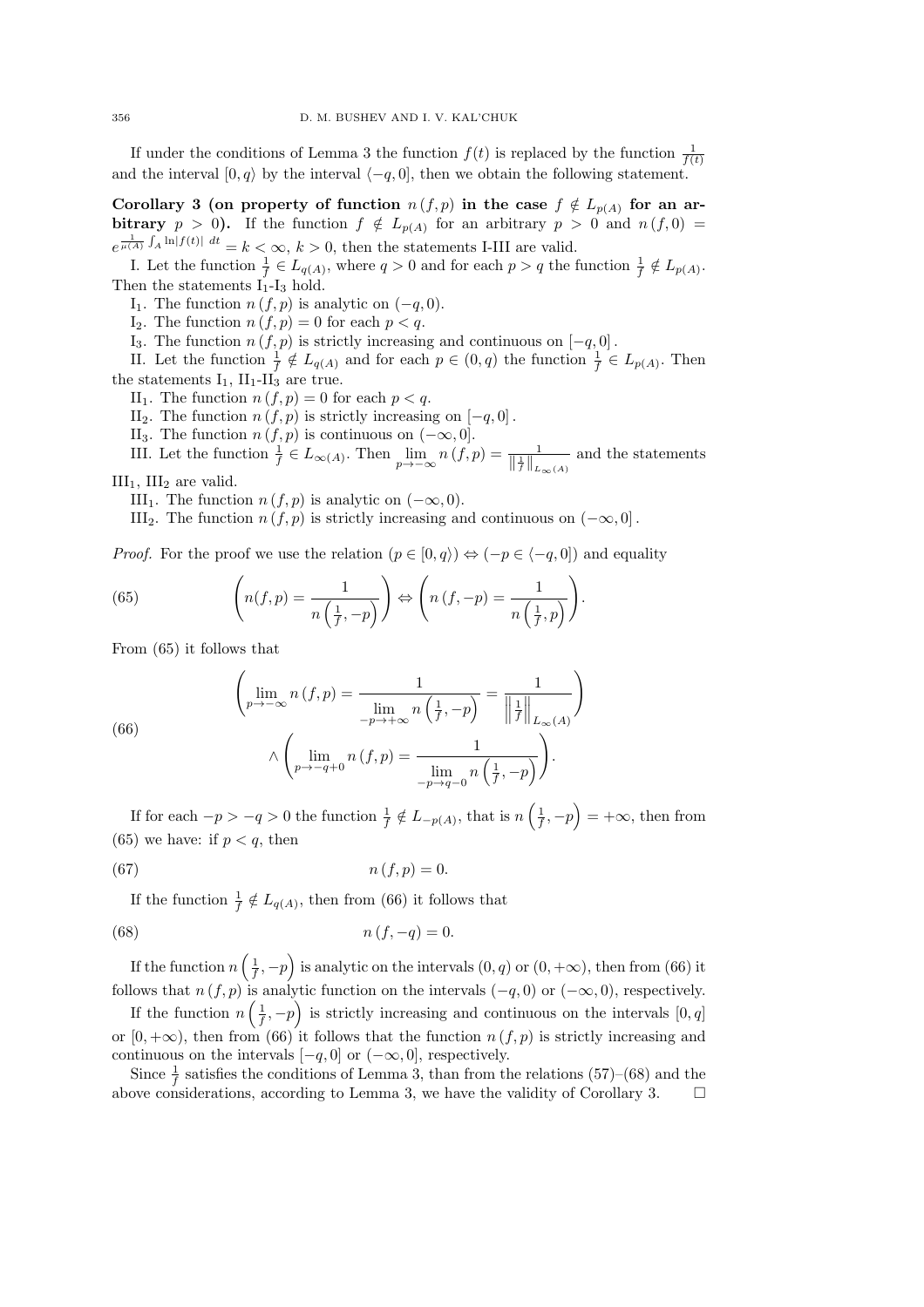If under the conditions of Lemma 3 the function $f(t)$ is replaced by the function $\frac{1}{f(t)}$ and the interval $[0,q\rangle$ by the interval $\langle -q,0]$, then we obtain the following statement.

**Corollary 3 (on property of function $n(f,p)$ in the case $f \notin L_{p(A)}$ for an arbitrary $p > 0$).** If the function $f \notin L_{p(A)}$ for an arbitrary $p > 0$ and $n(f,0) = e^{\frac{1}{\mu(A)}\int_A \ln|f(t)|\,dt} = k < \infty$, $k > 0$, then the statements I-III are valid.

I. Let the function $\frac{1}{f} \in L_{q(A)}$, where $q > 0$ and for each $p > q$ the function $\frac{1}{f} \notin L_{p(A)}$. Then the statements I$_1$-I$_3$ hold.

I$_1$. The function $n(f,p)$ is analytic on $(-q,0)$.

I$_2$. The function $n(f,p) = 0$ for each $p < q$.

I$_3$. The function $n(f,p)$ is strictly increasing and continuous on $[-q,0]$.

II. Let the function $\frac{1}{f} \notin L_{q(A)}$ and for each $p \in (0,q)$ the function $\frac{1}{f} \in L_{p(A)}$. Then the statements I$_1$, II$_1$-II$_3$ are true.

II$_1$. The function $n(f,p) = 0$ for each $p < q$.

II$_2$. The function $n(f,p)$ is strictly increasing on $[-q,0]$.

II$_3$. The function $n(f,p)$ is continuous on $(-\infty,0]$.

III. Let the function $\frac{1}{f} \in L_{\infty(A)}$. Then $\lim\limits_{p\to-\infty} n(f,p) = \frac{1}{\left\|\frac{1}{f}\right\|_{L_\infty(A)}}$ and the statements III$_1$, III$_2$ are valid.

III$_1$. The function $n(f,p)$ is analytic on $(-\infty,0)$.

III$_2$. The function $n(f,p)$ is strictly increasing and continuous on $(-\infty,0]$.

*Proof.* For the proof we use the relation $(p \in [0,q\rangle) \Leftrightarrow (-p \in \langle -q,0])$ and equality

$$\left(n(f,p) = \frac{1}{n\left(\frac{1}{f},-p\right)}\right) \Leftrightarrow \left(n(f,-p) = \frac{1}{n\left(\frac{1}{f},p\right)}\right). \tag{65}$$

From (65) it follows that

$$\left(\lim_{p\to-\infty} n(f,p) = \frac{1}{\lim\limits_{-p\to+\infty} n\left(\frac{1}{f},-p\right)} = \frac{1}{\left\|\frac{1}{f}\right\|_{L_\infty(A)}}\right) \wedge \left(\lim_{p\to-q+0} n(f,p) = \frac{1}{\lim\limits_{-p\to q-0} n\left(\frac{1}{f},-p\right)}\right). \tag{66}$$

If for each $-p > -q > 0$ the function $\frac{1}{f} \notin L_{-p(A)}$, that is $n\left(\frac{1}{f},-p\right) = +\infty$, then from (65) we have: if $p < q$, then

$$n(f,p) = 0. \tag{67}$$

If the function $\frac{1}{f} \notin L_{q(A)}$, then from (66) it follows that

$$n(f,-q) = 0. \tag{68}$$

If the function $n\left(\frac{1}{f},-p\right)$ is analytic on the intervals $(0,q)$ or $(0,+\infty)$, then from (66) it follows that $n(f,p)$ is analytic function on the intervals $(-q,0)$ or $(-\infty,0)$, respectively.

If the function $n\left(\frac{1}{f},-p\right)$ is strictly increasing and continuous on the intervals $[0,q]$ or $[0,+\infty)$, then from (66) it follows that the function $n(f,p)$ is strictly increasing and continuous on the intervals $[-q,0]$ or $(-\infty,0]$, respectively.

Since $\frac{1}{f}$ satisfies the conditions of Lemma 3, than from the relations (57)–(68) and the above considerations, according to Lemma 3, we have the validity of Corollary 3. $\square$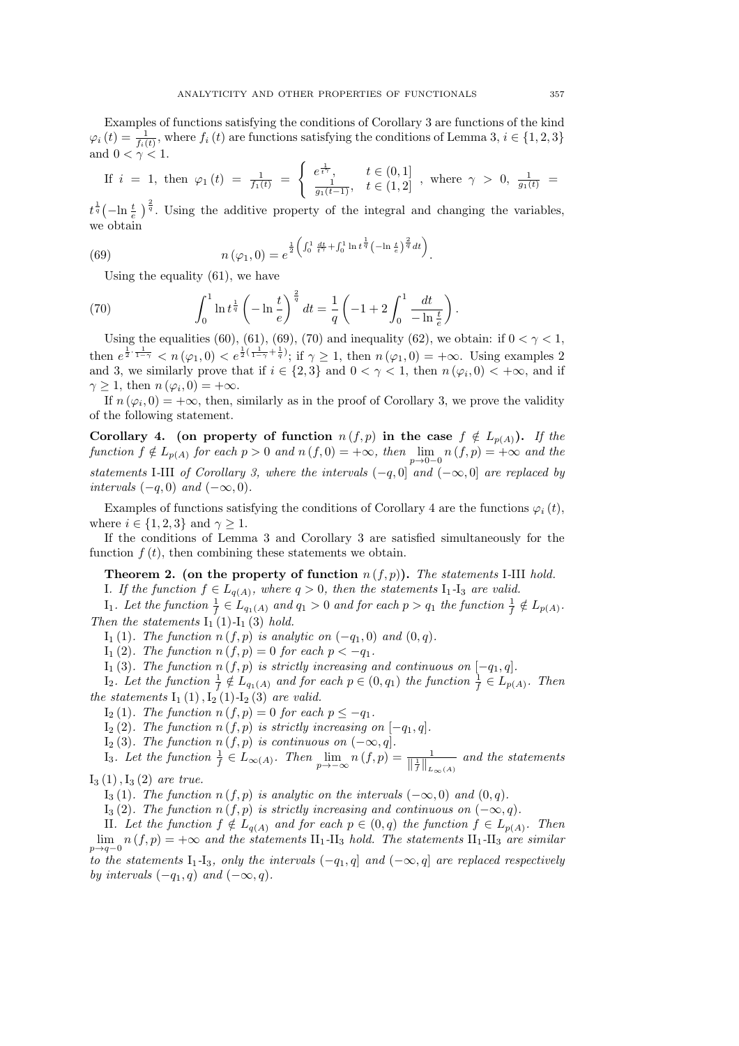Examples of functions satisfying the conditions of Corollary 3 are functions of the kind $\varphi_i(t) = \frac{1}{f_i(t)}$, where $f_i(t)$ are functions satisfying the conditions of Lemma 3, $i \in \{1, 2, 3\}$ and $0 < \gamma < 1$.

If $i = 1$, then $\varphi_1(t) = \frac{1}{f_1(t)} = \begin{cases} e^{\frac{1}{t^\gamma}}, & t \in (0, 1] \\ \frac{1}{g_1(t-1)}, & t \in (1, 2] \end{cases}$, where $\gamma > 0$, $\frac{1}{g_1(t)} = t^{\frac{1}{q}}\left(-\ln \frac{t}{e}\right)^{\frac{2}{q}}$. Using the additive property of the integral and changing the variables, we obtain

$$n(\varphi_1, 0) = e^{\frac{1}{2}\left(\int_0^1 \frac{dt}{t^\gamma} + \int_0^1 \ln t^{\frac{1}{q}} \left(-\ln \frac{t}{e}\right)^{\frac{2}{q}} dt\right)}. \tag{69}$$

Using the equality (61), we have

$$\int_0^1 \ln t^{\frac{1}{q}} \left(-\ln \frac{t}{e}\right)^{\frac{2}{q}} dt = \frac{1}{q}\left(-1 + 2\int_0^1 \frac{dt}{-\ln \frac{t}{e}}\right). \tag{70}$$

Using the equalities (60), (61), (69), (70) and inequality (62), we obtain: if $0 < \gamma < 1$, then $e^{\frac{1}{2} \cdot \frac{1}{1-\gamma}} < n(\varphi_1, 0) < e^{\frac{1}{2}\left(\frac{1}{1-\gamma} + \frac{1}{q}\right)}$; if $\gamma \geq 1$, then $n(\varphi_1, 0) = +\infty$. Using examples 2 and 3, we similarly prove that if $i \in \{2, 3\}$ and $0 < \gamma < 1$, then $n(\varphi_i, 0) < +\infty$, and if $\gamma \geq 1$, then $n(\varphi_i, 0) = +\infty$.

If $n(\varphi_i, 0) = +\infty$, then, similarly as in the proof of Corollary 3, we prove the validity of the following statement.

**Corollary 4. (on property of function $n(f, p)$ in the case $f \notin L_{p(A)}$).** *If the function $f \notin L_{p(A)}$ for each $p > 0$ and $n(f, 0) = +\infty$, then $\lim\limits_{p \to 0-0} n(f, p) = +\infty$ and the statements* I-III *of Corollary 3, where the intervals $(-q, 0]$ and $(-\infty, 0]$ are replaced by intervals $(-q, 0)$ and $(-\infty, 0)$.*

Examples of functions satisfying the conditions of Corollary 4 are the functions $\varphi_i(t)$, where $i \in \{1, 2, 3\}$ and $\gamma \geq 1$.

If the conditions of Lemma 3 and Corollary 3 are satisfied simultaneously for the function $f(t)$, then combining these statements we obtain.

**Theorem 2. (on the property of function $n(f, p)$).** *The statements* I-III *hold.*

I. *If the function $f \in L_{q(A)}$, where $q > 0$, then the statements* $\mathrm{I}_1$-$\mathrm{I}_3$ *are valid.*

$\mathrm{I}_1$. *Let the function $\frac{1}{f} \in L_{q_1(A)}$ and $q_1 > 0$ and for each $p > q_1$ the function $\frac{1}{f} \notin L_{p(A)}$. Then the statements* $\mathrm{I}_1(1)$-$\mathrm{I}_1(3)$ *hold.*

$\mathrm{I}_1(1)$. *The function $n(f, p)$ is analytic on $(-q_1, 0)$ and $(0, q)$.*

$\mathrm{I}_1(2)$. *The function $n(f, p) = 0$ for each $p < -q_1$.*

$\mathrm{I}_1(3)$. *The function $n(f, p)$ is strictly increasing and continuous on $[-q_1, q]$.*

$\mathrm{I}_2$. *Let the function $\frac{1}{f} \notin L_{q_1(A)}$ and for each $p \in (0, q_1)$ the function $\frac{1}{f} \in L_{p(A)}$. Then the statements* $\mathrm{I}_1(1)$, $\mathrm{I}_2(1)$-$\mathrm{I}_2(3)$ *are valid.*

$\mathrm{I}_2(1)$. *The function $n(f, p) = 0$ for each $p \leq -q_1$.*

$\mathrm{I}_2(2)$. *The function $n(f, p)$ is strictly increasing on $[-q_1, q]$.*

$\mathrm{I}_2(3)$. *The function $n(f, p)$ is continuous on $(-\infty, q]$.*

$\mathrm{I}_3$. *Let the function $\frac{1}{f} \in L_{\infty(A)}$. Then $\lim\limits_{p \to -\infty} n(f, p) = \frac{1}{\left\|\frac{1}{f}\right\|_{L_\infty(A)}}$ and the statements* $\mathrm{I}_3(1)$, $\mathrm{I}_3(2)$ *are true.*

$\mathrm{I}_3(1)$. *The function $n(f, p)$ is analytic on the intervals $(-\infty, 0)$ and $(0, q)$.*

$\mathrm{I}_3(2)$. *The function $n(f, p)$ is strictly increasing and continuous on $(-\infty, q)$.*

II. *Let the function $f \notin L_{q(A)}$ and for each $p \in (0, q)$ the function $f \in L_{p(A)}$. Then $\lim\limits_{p \to q-0} n(f, p) = +\infty$ and the statements* $\mathrm{II}_1$-$\mathrm{II}_3$ *hold. The statements* $\mathrm{II}_1$-$\mathrm{II}_3$ *are similar to the statements* $\mathrm{I}_1$-$\mathrm{I}_3$*, only the intervals $(-q_1, q]$ and $(-\infty, q]$ are replaced respectively by intervals $(-q_1, q)$ and $(-\infty, q)$.*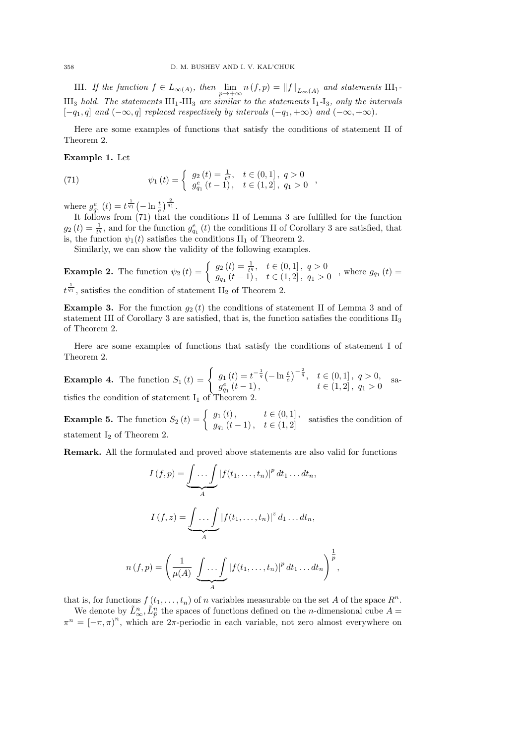III. *If the function $f \in L_{\infty(A)}$, then $\lim\limits_{p\to+\infty} n(f,p) = \|f\|_{L_\infty(A)}$ and statements* $\mathrm{III}_1$-$\mathrm{III}_3$ *hold. The statements* $\mathrm{III}_1$-$\mathrm{III}_3$ *are similar to the statements* $\mathrm{I}_1$-$\mathrm{I}_3$*, only the intervals* $[-q_1, q]$ *and* $(-\infty, q]$ *replaced respectively by intervals* $(-q_1, +\infty)$ *and* $(-\infty, +\infty)$.

Here are some examples of functions that satisfy the conditions of statement II of Theorem 2.

**Example 1.** Let

$$\psi_1(t) = \begin{cases} g_2(t) = \frac{1}{t^q}, & t \in (0,1],\ q > 0 \\ g_{q_1}^e(t-1), & t \in (1,2],\ q_1 > 0 \end{cases}, \tag{71}$$

where $g_{q_1}^e(t) = t^{\frac{1}{q_1}}\left(-\ln\frac{t}{e}\right)^{\frac{2}{q_1}}$.

It follows from (71) that the conditions II of Lemma 3 are fulfilled for the function $g_2(t) = \frac{1}{t^q}$, and for the function $g_{q_1}^e(t)$ the conditions II of Corollary 3 are satisfied, that is, the function $\psi_1(t)$ satisfies the conditions $\mathrm{II}_1$ of Theorem 2.

Similarly, we can show the validity of the following examples.

**Example 2.** The function $\psi_2(t) = \begin{cases} g_2(t) = \frac{1}{t^q}, & t \in (0,1],\ q > 0 \\ g_{q_1}(t-1), & t \in (1,2],\ q_1 > 0 \end{cases}$, where $g_{q_1}(t) = t^{\frac{1}{q_1}}$, satisfies the condition of statement $\mathrm{II}_2$ of Theorem 2.

**Example 3.** For the function $g_2(t)$ the conditions of statement II of Lemma 3 and of statement III of Corollary 3 are satisfied, that is, the function satisfies the conditions $\mathrm{II}_3$ of Theorem 2.

Here are some examples of functions that satisfy the conditions of statement I of Theorem 2.

**Example 4.** The function $S_1(t) = \begin{cases} g_1(t) = t^{-\frac{1}{q}}\left(-\ln\frac{t}{e}\right)^{-\frac{2}{q}}, & t \in (0,1],\ q > 0, \\ g_{q_1}^e(t-1), & t \in (1,2],\ q_1 > 0 \end{cases}$ satisfies the condition of statement $\mathrm{I}_1$ of Theorem 2.

**Example 5.** The function $S_2(t) = \begin{cases} g_1(t), & t \in (0,1], \\ g_{q_1}(t-1), & t \in (1,2] \end{cases}$ satisfies the condition of statement $\mathrm{I}_2$ of Theorem 2.

**Remark.** All the formulated and proved above statements are also valid for functions

$$I(f,p) = \underbrace{\int \dots \int}_{A} |f(t_1,\dots,t_n)|^p \, dt_1 \dots dt_n,$$

$$I(f,z) = \underbrace{\int \dots \int}_{A} |f(t_1,\dots,t_n)|^z \, d_1 \dots dt_n,$$

$$n(f,p) = \left( \frac{1}{\mu(A)} \underbrace{\int \dots \int}_{A} |f(t_1,\dots,t_n)|^p \, dt_1 \dots dt_n \right)^{\frac{1}{p}},$$

that is, for functions $f(t_1,\dots,t_n)$ of $n$ variables measurable on the set $A$ of the space $R^n$.

We denote by $\tilde{L}_\infty^n, \tilde{L}_{\bar{p}}^n$ the spaces of functions defined on the $n$-dimensional cube $A = \pi^n = [-\pi,\pi)^n$, which are $2\pi$-periodic in each variable, not zero almost everywhere on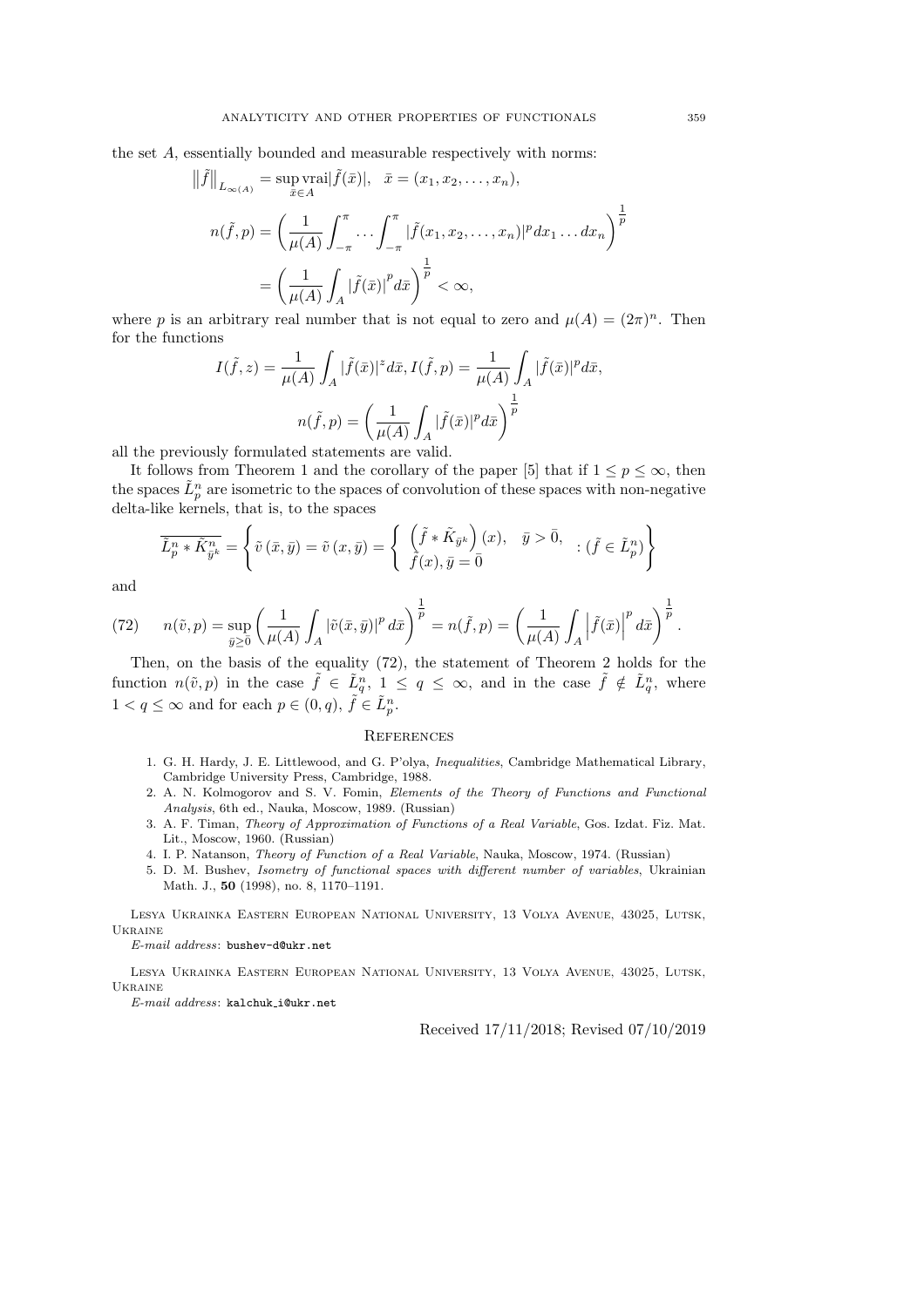the set $A$, essentially bounded and measurable respectively with norms:

$$
\|\tilde{f}\|_{L_\infty(A)} = \sup_{\bar{x}\in A} \text{vrai} |\tilde{f}(\bar{x})|, \quad \bar{x} = (x_1, x_2, \ldots, x_n),
$$

$$
\begin{aligned}
n(\tilde{f}, p) &= \left( \frac{1}{\mu(A)} \int_{-\pi}^{\pi} \ldots \int_{-\pi}^{\pi} |\tilde{f}(x_1, x_2, \ldots, x_n)|^p dx_1 \ldots dx_n \right)^{\frac{1}{p}} \\
&= \left( \frac{1}{\mu(A)} \int_A \left|\tilde{f}(\bar{x})\right|^p d\bar{x} \right)^{\frac{1}{p}} < \infty,
\end{aligned}
$$

where $p$ is an arbitrary real number that is not equal to zero and $\mu(A) = (2\pi)^n$. Then for the functions

$$
I(\tilde{f}, z) = \frac{1}{\mu(A)} \int_A |\tilde{f}(\bar{x})|^z d\bar{x}, I(\tilde{f}, p) = \frac{1}{\mu(A)} \int_A |\tilde{f}(\bar{x})|^p d\bar{x},
$$

$$
n(\tilde{f}, p) = \left( \frac{1}{\mu(A)} \int_A |\tilde{f}(\bar{x})|^p d\bar{x} \right)^{\frac{1}{p}}
$$

all the previously formulated statements are valid.

It follows from Theorem 1 and the corollary of the paper [5] that if $1 \le p \le \infty$, then the spaces $\tilde{L}_p^n$ are isometric to the spaces of convolution of these spaces with non-negative delta-like kernels, that is, to the spaces

$$
\overline{\tilde{L}_p^n * \tilde{K}_{\bar{y}^k}^n} = \left\{ \tilde{v}\left(\bar{x}, \bar{y}\right) = \tilde{v}\left(x, \bar{y}\right) = \left\{ \begin{array}{l} \left(\tilde{f} * \tilde{K}_{\bar{y}^k}\right)(x), \quad \bar{y} > \bar{0}, \\ \tilde{f}(x), \bar{y} = \bar{0} \end{array} \right. : (\tilde{f} \in \tilde{L}_p^n) \right\}
$$

and

$$
n(\tilde{v}, p) = \sup_{\bar{y} \ge \bar{0}} \left( \frac{1}{\mu(A)} \int_A |\tilde{v}(\bar{x}, \bar{y})|^p d\bar{x} \right)^{\frac{1}{p}} = n(\tilde{f}, p) = \left( \frac{1}{\mu(A)} \int_A \left|\tilde{f}(\bar{x})\right|^p d\bar{x} \right)^{\frac{1}{p}}. \tag{72}
$$

Then, on the basis of the equality (72), the statement of Theorem 2 holds for the function $n(\tilde{v}, p)$ in the case $\tilde{f} \in \tilde{L}_q^n$, $1 \le q \le \infty$, and in the case $\tilde{f} \notin \tilde{L}_q^n$, where $1 < q \le \infty$ and for each $p \in (0, q)$, $\tilde{f} \in \tilde{L}_p^n$.

## References

1. G. H. Hardy, J. E. Littlewood, and G. P'olya, *Inequalities*, Cambridge Mathematical Library, Cambridge University Press, Cambridge, 1988.
2. A. N. Kolmogorov and S. V. Fomin, *Elements of the Theory of Functions and Functional Analysis*, 6th ed., Nauka, Moscow, 1989. (Russian)
3. A. F. Timan, *Theory of Approximation of Functions of a Real Variable*, Gos. Izdat. Fiz. Mat. Lit., Moscow, 1960. (Russian)
4. I. P. Natanson, *Theory of Function of a Real Variable*, Nauka, Moscow, 1974. (Russian)
5. D. M. Bushev, *Isometry of functional spaces with different number of variables*, Ukrainian Math. J., **50** (1998), no. 8, 1170–1191.

Lesya Ukrainka Eastern European National University, 13 Volya Avenue, 43025, Lutsk, Ukraine

*E-mail address*: bushev-d@ukr.net

Lesya Ukrainka Eastern European National University, 13 Volya Avenue, 43025, Lutsk, Ukraine

*E-mail address*: kalchuk_i@ukr.net

Received 17/11/2018; Revised 07/10/2019